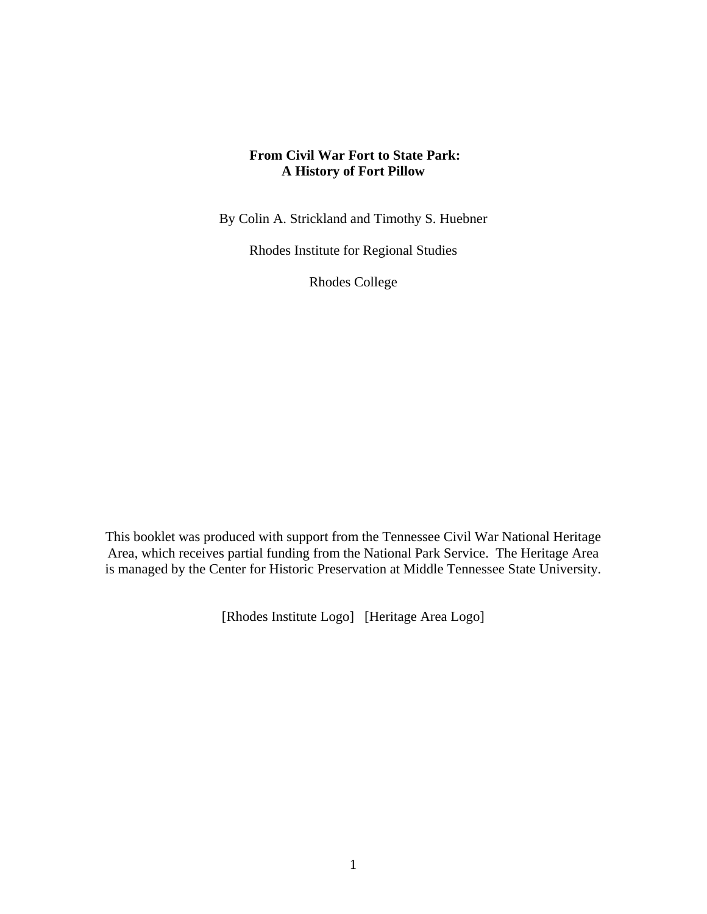# From Civil War Fort to State Park: A History of Fort Pillow

By Colin A. Strickland and Timothy S. Huebner

Rhodes Institute for Regional Studies

Rhodes College

This booklet was produced with support from the Tennessee Civil War National Heritage Area, which receives partial funding from the National Park Service. The Heritage Area is managed by the Center for Historic Preservation at Middle Tennessee State University.

[Rhodes Institute Logo] [Heritage Area Logo]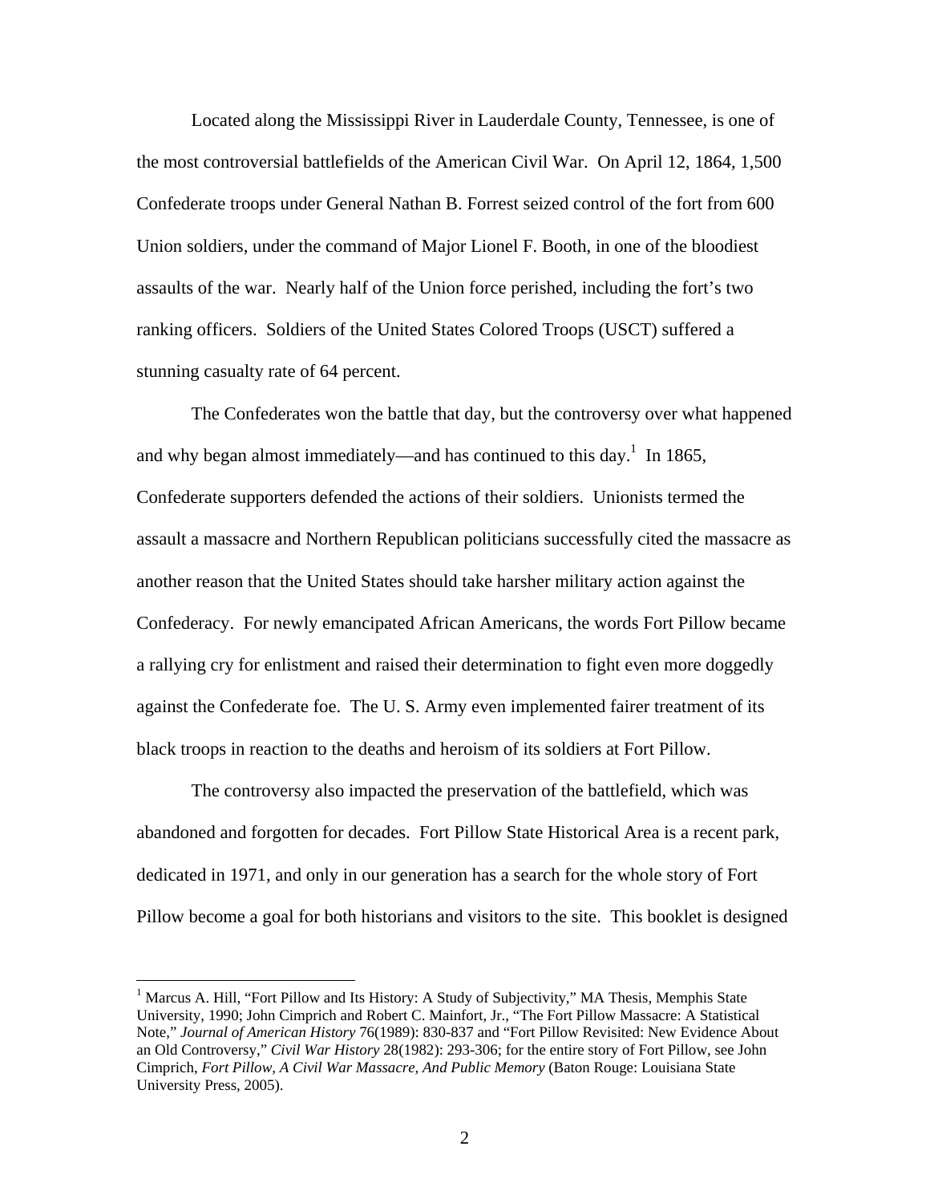Located along the Mississippi River in Lauderdale County, Tennessee, is one of the most controversial battlefields of the American Civil War. On April 12, 1864, 1,500 Confederate troops under General Nathan B. Forrest seized control of the fort from 600 Union soldiers, under the command of Major Lionel F. Booth, in one of the bloodiest assaults of the war. Nearly half of the Union force perished, including the fort's two ranking officers. Soldiers of the United States Colored Troops (USCT) suffered a stunning casualty rate of 64 percent.

The Confederates won the battle that day, but the controversy over what happened and why began almost immediately—and has continued to this day.[1] In 1865, Confederate supporters defended the actions of their soldiers. Unionists termed the assault a massacre and Northern Republican politicians successfully cited the massacre as another reason that the United States should take harsher military action against the Confederacy. For newly emancipated African Americans, the words Fort Pillow became a rallying cry for enlistment and raised their determination to fight even more doggedly against the Confederate foe. The U. S. Army even implemented fairer treatment of its black troops in reaction to the deaths and heroism of its soldiers at Fort Pillow.

The controversy also impacted the preservation of the battlefield, which was abandoned and forgotten for decades. Fort Pillow State Historical Area is a recent park, dedicated in 1971, and only in our generation has a search for the whole story of Fort Pillow become a goal for both historians and visitors to the site. This booklet is designed

---

[1] Marcus A. Hill, "Fort Pillow and Its History: A Study of Subjectivity," MA Thesis, Memphis State University, 1990; John Cimprich and Robert C. Mainfort, Jr., "The Fort Pillow Massacre: A Statistical Note," *Journal of American History* 76(1989): 830-837 and "Fort Pillow Revisited: New Evidence About an Old Controversy," *Civil War History* 28(1982): 293-306; for the entire story of Fort Pillow, see John Cimprich, *Fort Pillow, A Civil War Massacre, And Public Memory* (Baton Rouge: Louisiana State University Press, 2005).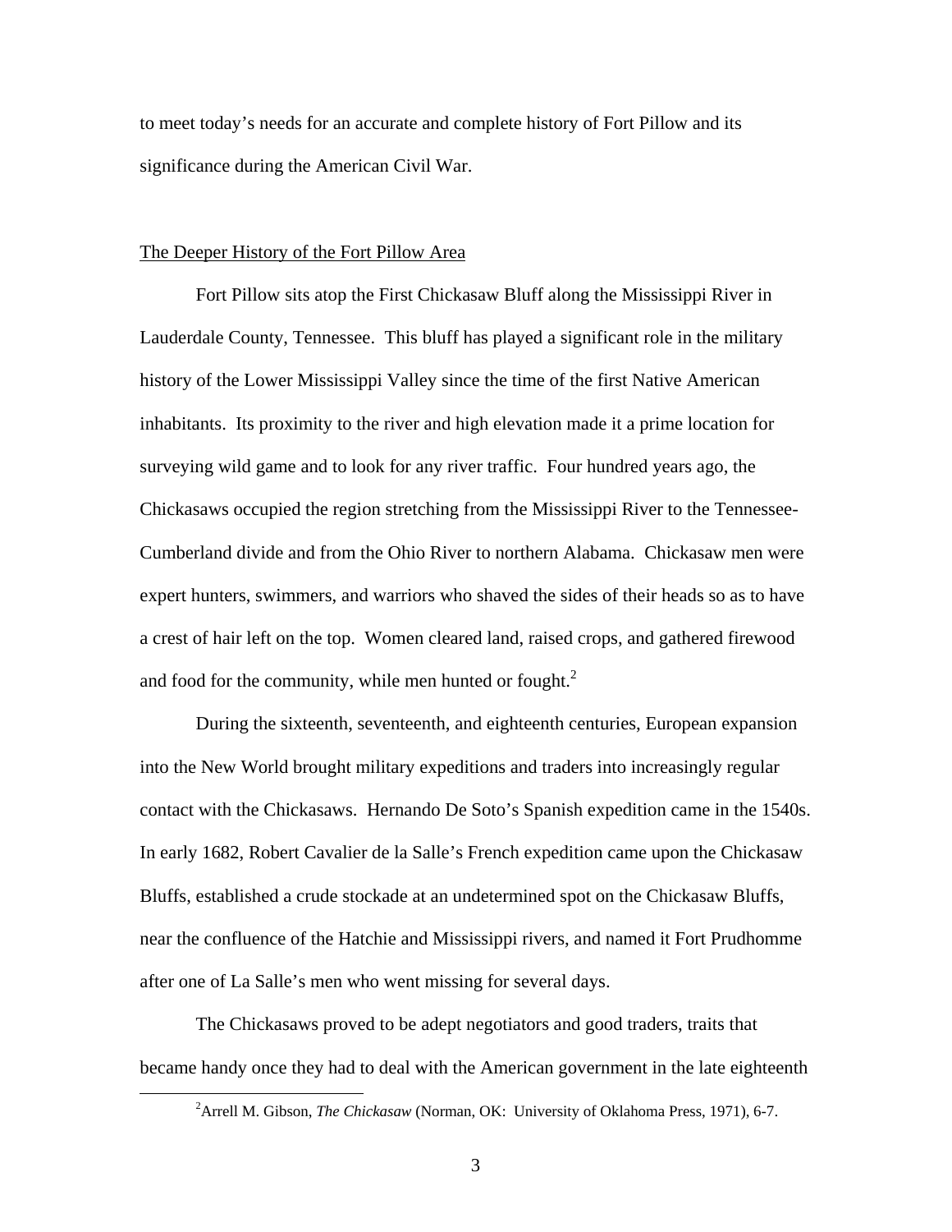to meet today's needs for an accurate and complete history of Fort Pillow and its significance during the American Civil War.

## The Deeper History of the Fort Pillow Area

Fort Pillow sits atop the First Chickasaw Bluff along the Mississippi River in Lauderdale County, Tennessee. This bluff has played a significant role in the military history of the Lower Mississippi Valley since the time of the first Native American inhabitants. Its proximity to the river and high elevation made it a prime location for surveying wild game and to look for any river traffic. Four hundred years ago, the Chickasaws occupied the region stretching from the Mississippi River to the Tennessee-Cumberland divide and from the Ohio River to northern Alabama. Chickasaw men were expert hunters, swimmers, and warriors who shaved the sides of their heads so as to have a crest of hair left on the top. Women cleared land, raised crops, and gathered firewood and food for the community, while men hunted or fought.[2]

During the sixteenth, seventeenth, and eighteenth centuries, European expansion into the New World brought military expeditions and traders into increasingly regular contact with the Chickasaws. Hernando De Soto's Spanish expedition came in the 1540s. In early 1682, Robert Cavalier de la Salle's French expedition came upon the Chickasaw Bluffs, established a crude stockade at an undetermined spot on the Chickasaw Bluffs, near the confluence of the Hatchie and Mississippi rivers, and named it Fort Prudhomme after one of La Salle's men who went missing for several days.

The Chickasaws proved to be adept negotiators and good traders, traits that became handy once they had to deal with the American government in the late eighteenth

---

[2] Arrell M. Gibson, *The Chickasaw* (Norman, OK: University of Oklahoma Press, 1971), 6-7.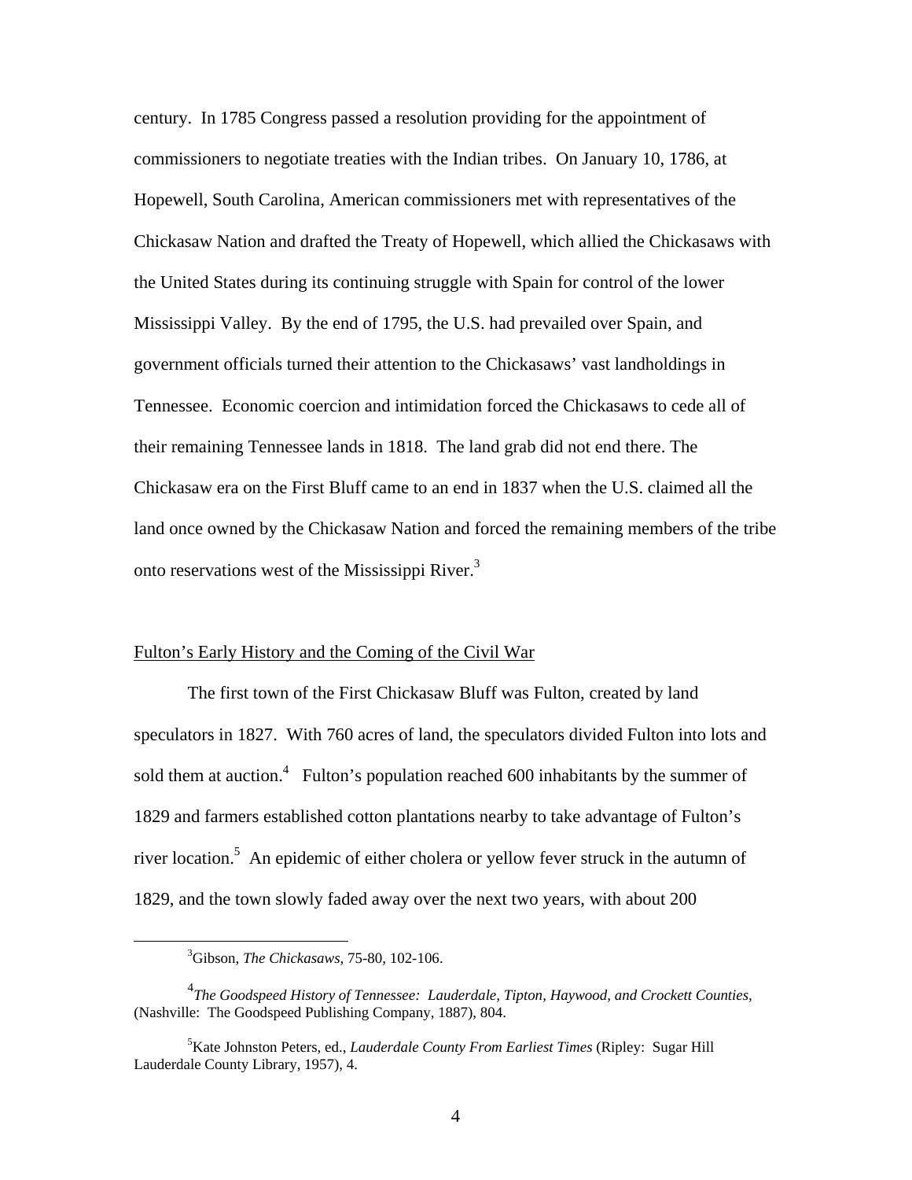century. In 1785 Congress passed a resolution providing for the appointment of commissioners to negotiate treaties with the Indian tribes. On January 10, 1786, at Hopewell, South Carolina, American commissioners met with representatives of the Chickasaw Nation and drafted the Treaty of Hopewell, which allied the Chickasaws with the United States during its continuing struggle with Spain for control of the lower Mississippi Valley. By the end of 1795, the U.S. had prevailed over Spain, and government officials turned their attention to the Chickasaws' vast landholdings in Tennessee. Economic coercion and intimidation forced the Chickasaws to cede all of their remaining Tennessee lands in 1818. The land grab did not end there. The Chickasaw era on the First Bluff came to an end in 1837 when the U.S. claimed all the land once owned by the Chickasaw Nation and forced the remaining members of the tribe onto reservations west of the Mississippi River.[3]

## Fulton's Early History and the Coming of the Civil War

The first town of the First Chickasaw Bluff was Fulton, created by land speculators in 1827. With 760 acres of land, the speculators divided Fulton into lots and sold them at auction.[4] Fulton's population reached 600 inhabitants by the summer of 1829 and farmers established cotton plantations nearby to take advantage of Fulton's river location.[5] An epidemic of either cholera or yellow fever struck in the autumn of 1829, and the town slowly faded away over the next two years, with about 200

---

[3] Gibson, *The Chickasaws*, 75-80, 102-106.

[4] *The Goodspeed History of Tennessee: Lauderdale, Tipton, Haywood, and Crockett Counties*, (Nashville: The Goodspeed Publishing Company, 1887), 804.

[5] Kate Johnston Peters, ed., *Lauderdale County From Earliest Times* (Ripley: Sugar Hill Lauderdale County Library, 1957), 4.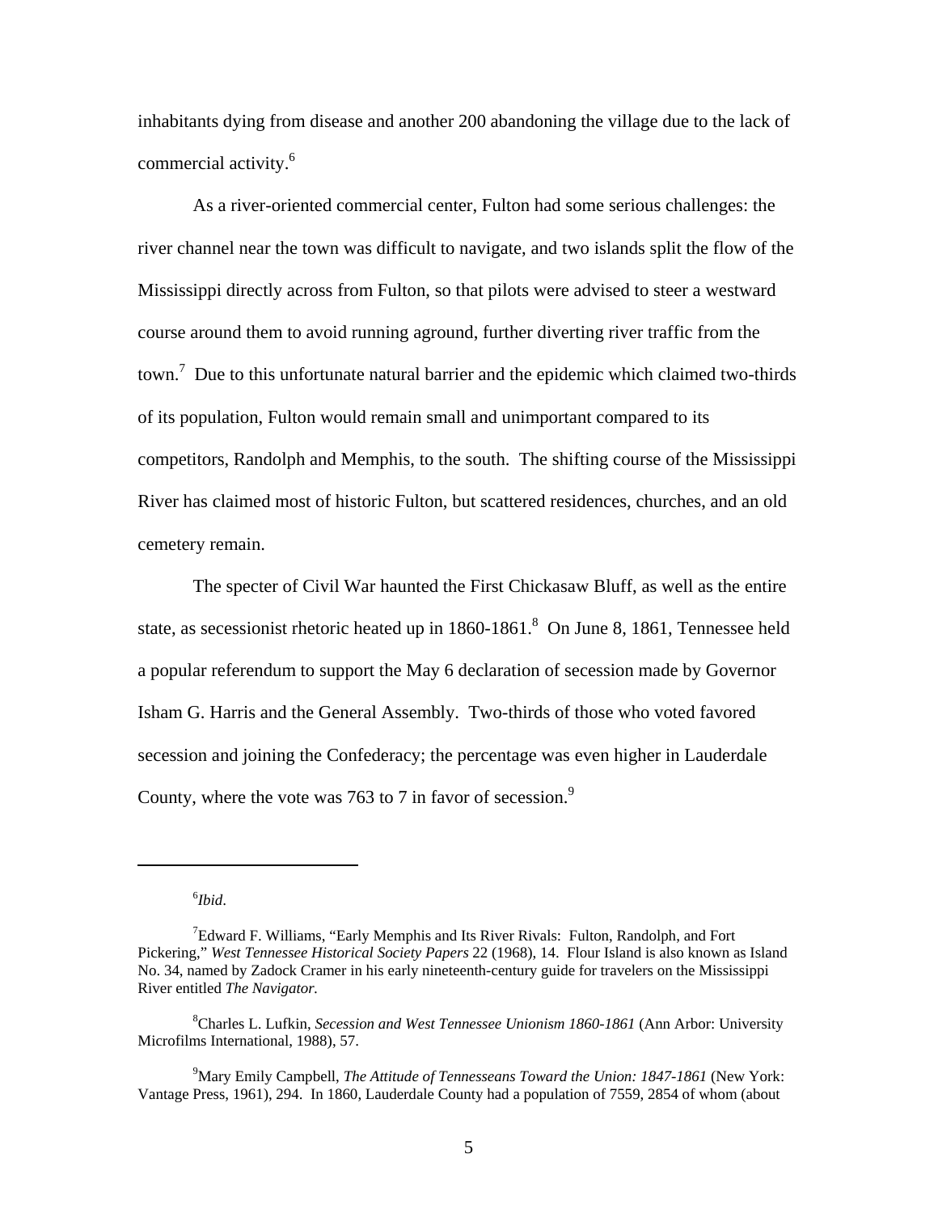inhabitants dying from disease and another 200 abandoning the village due to the lack of commercial activity.[6]

As a river-oriented commercial center, Fulton had some serious challenges: the river channel near the town was difficult to navigate, and two islands split the flow of the Mississippi directly across from Fulton, so that pilots were advised to steer a westward course around them to avoid running aground, further diverting river traffic from the town.[7] Due to this unfortunate natural barrier and the epidemic which claimed two-thirds of its population, Fulton would remain small and unimportant compared to its competitors, Randolph and Memphis, to the south. The shifting course of the Mississippi River has claimed most of historic Fulton, but scattered residences, churches, and an old cemetery remain.

The specter of Civil War haunted the First Chickasaw Bluff, as well as the entire state, as secessionist rhetoric heated up in 1860-1861.[8] On June 8, 1861, Tennessee held a popular referendum to support the May 6 declaration of secession made by Governor Isham G. Harris and the General Assembly. Two-thirds of those who voted favored secession and joining the Confederacy; the percentage was even higher in Lauderdale County, where the vote was 763 to 7 in favor of secession.[9]

---

[6] *Ibid*.

[7] Edward F. Williams, "Early Memphis and Its River Rivals: Fulton, Randolph, and Fort Pickering," *West Tennessee Historical Society Papers* 22 (1968), 14. Flour Island is also known as Island No. 34, named by Zadock Cramer in his early nineteenth-century guide for travelers on the Mississippi River entitled *The Navigator.*

[8] Charles L. Lufkin, *Secession and West Tennessee Unionism 1860-1861* (Ann Arbor: University Microfilms International, 1988), 57.

[9] Mary Emily Campbell, *The Attitude of Tennesseans Toward the Union: 1847-1861* (New York: Vantage Press, 1961), 294. In 1860, Lauderdale County had a population of 7559, 2854 of whom (about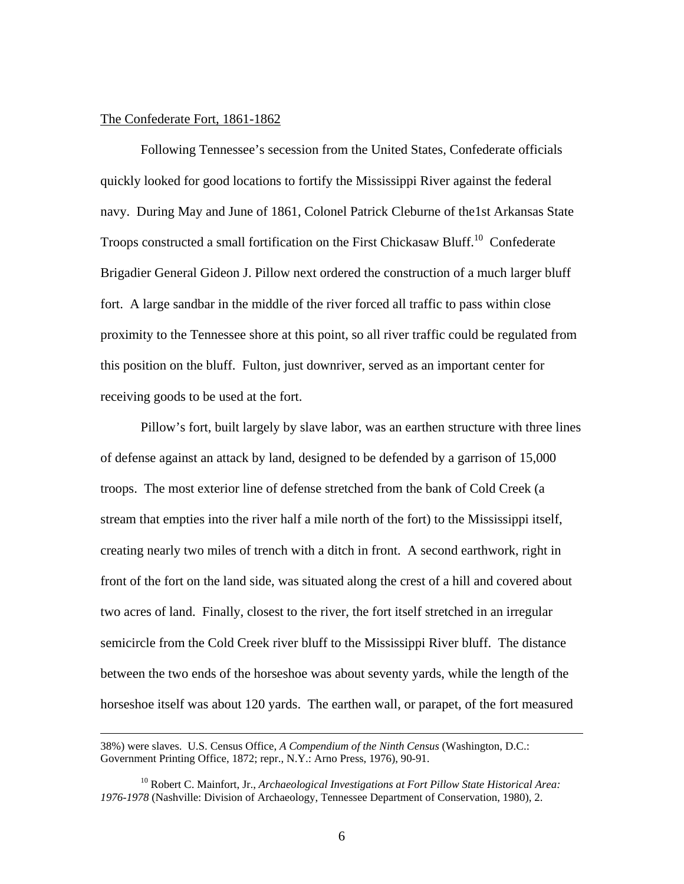The Confederate Fort, 1861-1862

Following Tennessee's secession from the United States, Confederate officials quickly looked for good locations to fortify the Mississippi River against the federal navy. During May and June of 1861, Colonel Patrick Cleburne of the1st Arkansas State Troops constructed a small fortification on the First Chickasaw Bluff.[10] Confederate Brigadier General Gideon J. Pillow next ordered the construction of a much larger bluff fort. A large sandbar in the middle of the river forced all traffic to pass within close proximity to the Tennessee shore at this point, so all river traffic could be regulated from this position on the bluff. Fulton, just downriver, served as an important center for receiving goods to be used at the fort.

Pillow's fort, built largely by slave labor, was an earthen structure with three lines of defense against an attack by land, designed to be defended by a garrison of 15,000 troops. The most exterior line of defense stretched from the bank of Cold Creek (a stream that empties into the river half a mile north of the fort) to the Mississippi itself, creating nearly two miles of trench with a ditch in front. A second earthwork, right in front of the fort on the land side, was situated along the crest of a hill and covered about two acres of land. Finally, closest to the river, the fort itself stretched in an irregular semicircle from the Cold Creek river bluff to the Mississippi River bluff. The distance between the two ends of the horseshoe was about seventy yards, while the length of the horseshoe itself was about 120 yards. The earthen wall, or parapet, of the fort measured

---

38%) were slaves. U.S. Census Office, *A Compendium of the Ninth Census* (Washington, D.C.: Government Printing Office, 1872; repr., N.Y.: Arno Press, 1976), 90-91.

[10] Robert C. Mainfort, Jr., *Archaeological Investigations at Fort Pillow State Historical Area: 1976-1978* (Nashville: Division of Archaeology, Tennessee Department of Conservation, 1980), 2.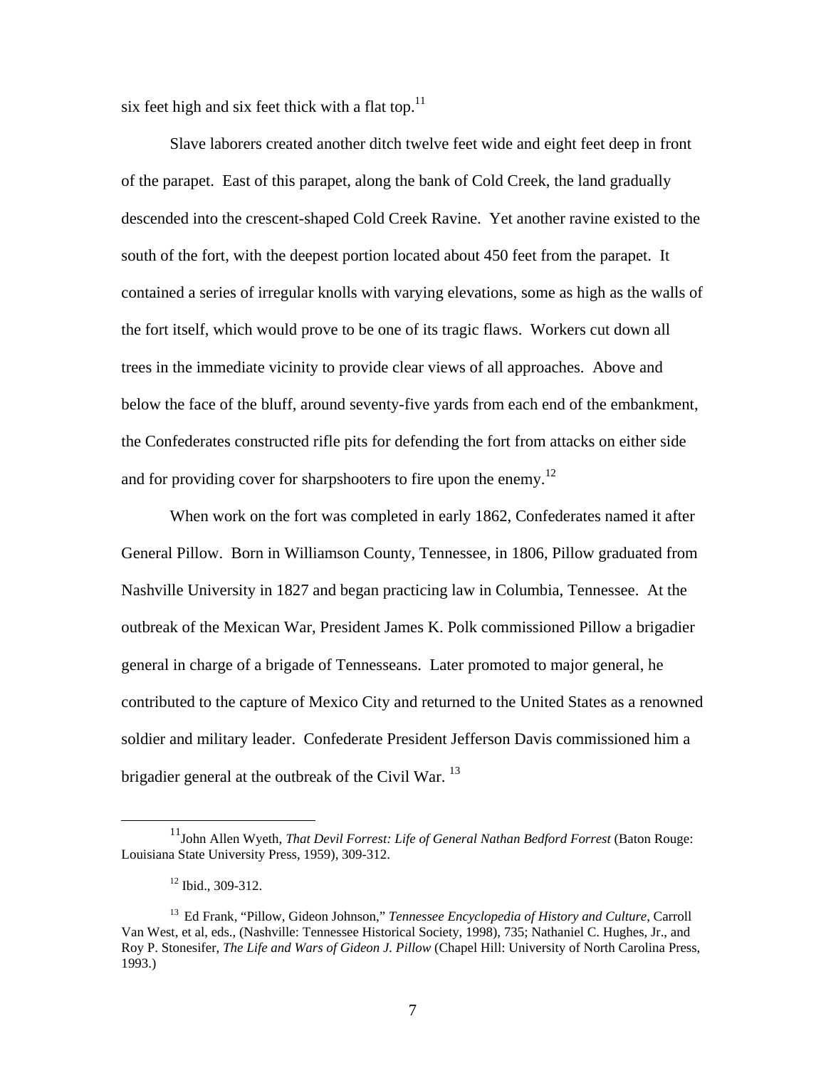six feet high and six feet thick with a flat top.[11]

Slave laborers created another ditch twelve feet wide and eight feet deep in front of the parapet. East of this parapet, along the bank of Cold Creek, the land gradually descended into the crescent-shaped Cold Creek Ravine. Yet another ravine existed to the south of the fort, with the deepest portion located about 450 feet from the parapet. It contained a series of irregular knolls with varying elevations, some as high as the walls of the fort itself, which would prove to be one of its tragic flaws. Workers cut down all trees in the immediate vicinity to provide clear views of all approaches. Above and below the face of the bluff, around seventy-five yards from each end of the embankment, the Confederates constructed rifle pits for defending the fort from attacks on either side and for providing cover for sharpshooters to fire upon the enemy.[12]

When work on the fort was completed in early 1862, Confederates named it after General Pillow. Born in Williamson County, Tennessee, in 1806, Pillow graduated from Nashville University in 1827 and began practicing law in Columbia, Tennessee. At the outbreak of the Mexican War, President James K. Polk commissioned Pillow a brigadier general in charge of a brigade of Tennesseans. Later promoted to major general, he contributed to the capture of Mexico City and returned to the United States as a renowned soldier and military leader. Confederate President Jefferson Davis commissioned him a brigadier general at the outbreak of the Civil War.[13]

---

[11] John Allen Wyeth, *That Devil Forrest: Life of General Nathan Bedford Forrest* (Baton Rouge: Louisiana State University Press, 1959), 309-312.

[12] Ibid., 309-312.

[13] Ed Frank, "Pillow, Gideon Johnson," *Tennessee Encyclopedia of History and Culture*, Carroll Van West, et al, eds., (Nashville: Tennessee Historical Society, 1998), 735; Nathaniel C. Hughes, Jr., and Roy P. Stonesifer, *The Life and Wars of Gideon J. Pillow* (Chapel Hill: University of North Carolina Press, 1993.)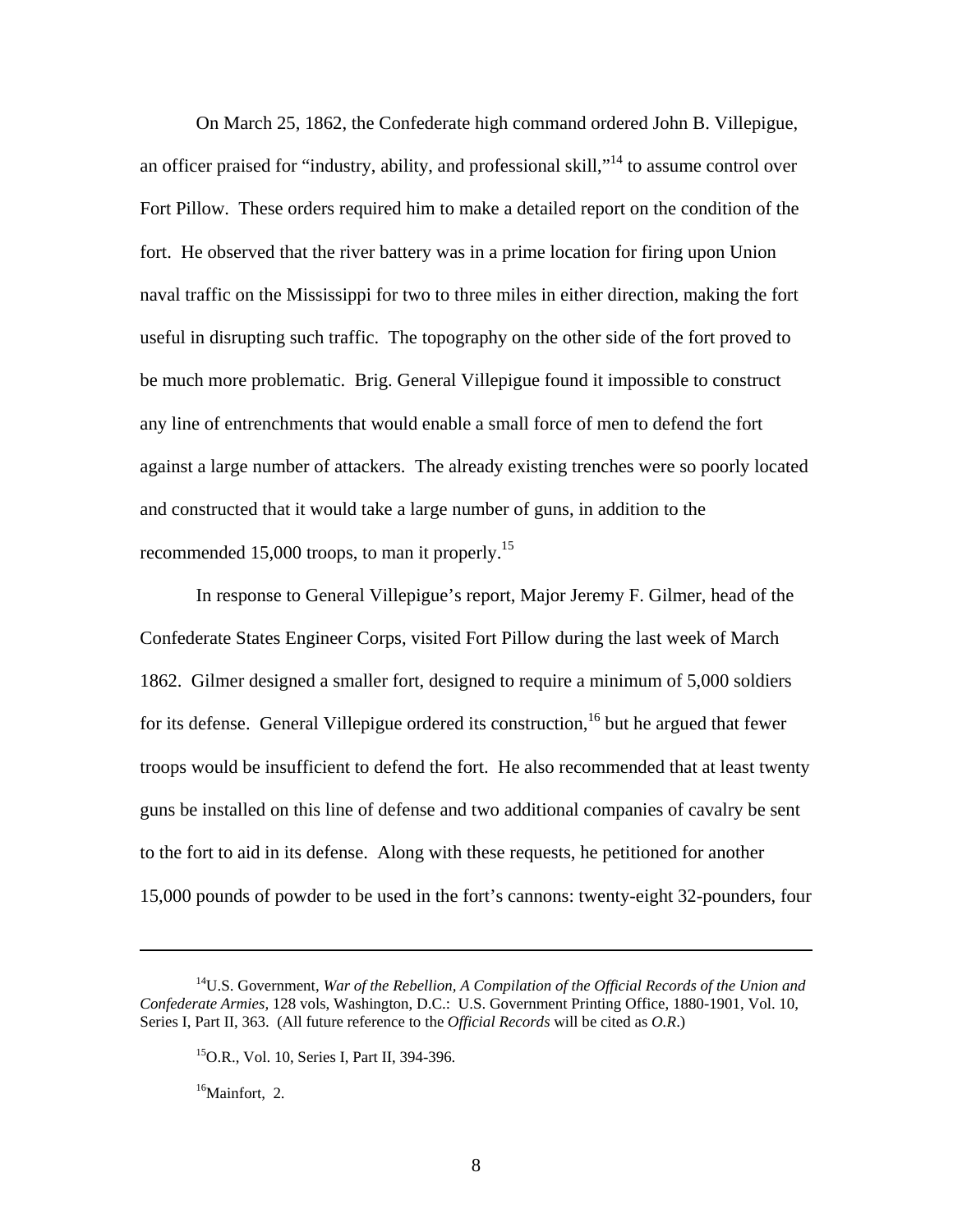On March 25, 1862, the Confederate high command ordered John B. Villepigue, an officer praised for "industry, ability, and professional skill,"[14] to assume control over Fort Pillow. These orders required him to make a detailed report on the condition of the fort. He observed that the river battery was in a prime location for firing upon Union naval traffic on the Mississippi for two to three miles in either direction, making the fort useful in disrupting such traffic. The topography on the other side of the fort proved to be much more problematic. Brig. General Villepigue found it impossible to construct any line of entrenchments that would enable a small force of men to defend the fort against a large number of attackers. The already existing trenches were so poorly located and constructed that it would take a large number of guns, in addition to the recommended 15,000 troops, to man it properly.[15]

In response to General Villepigue's report, Major Jeremy F. Gilmer, head of the Confederate States Engineer Corps, visited Fort Pillow during the last week of March 1862. Gilmer designed a smaller fort, designed to require a minimum of 5,000 soldiers for its defense. General Villepigue ordered its construction,[16] but he argued that fewer troops would be insufficient to defend the fort. He also recommended that at least twenty guns be installed on this line of defense and two additional companies of cavalry be sent to the fort to aid in its defense. Along with these requests, he petitioned for another 15,000 pounds of powder to be used in the fort's cannons: twenty-eight 32-pounders, four

---

[14]U.S. Government, *War of the Rebellion, A Compilation of the Official Records of the Union and Confederate Armies*, 128 vols, Washington, D.C.: U.S. Government Printing Office, 1880-1901, Vol. 10, Series I, Part II, 363. (All future reference to the *Official Records* will be cited as *O.R*.)

[15]O.R., Vol. 10, Series I, Part II, 394-396.

[16]Mainfort, 2.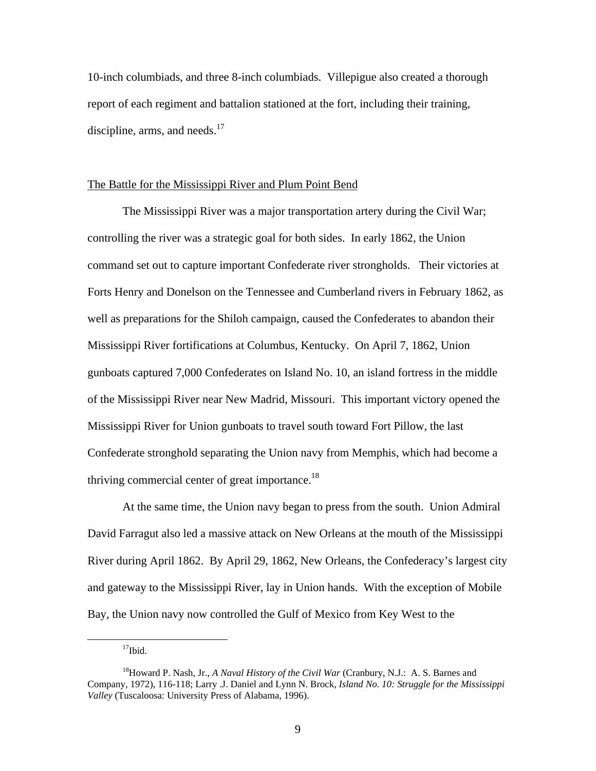10-inch columbiads, and three 8-inch columbiads. Villepigue also created a thorough report of each regiment and battalion stationed at the fort, including their training, discipline, arms, and needs.[17]

## The Battle for the Mississippi River and Plum Point Bend

The Mississippi River was a major transportation artery during the Civil War; controlling the river was a strategic goal for both sides. In early 1862, the Union command set out to capture important Confederate river strongholds. Their victories at Forts Henry and Donelson on the Tennessee and Cumberland rivers in February 1862, as well as preparations for the Shiloh campaign, caused the Confederates to abandon their Mississippi River fortifications at Columbus, Kentucky. On April 7, 1862, Union gunboats captured 7,000 Confederates on Island No. 10, an island fortress in the middle of the Mississippi River near New Madrid, Missouri. This important victory opened the Mississippi River for Union gunboats to travel south toward Fort Pillow, the last Confederate stronghold separating the Union navy from Memphis, which had become a thriving commercial center of great importance.[18]

At the same time, the Union navy began to press from the south. Union Admiral David Farragut also led a massive attack on New Orleans at the mouth of the Mississippi River during April 1862. By April 29, 1862, New Orleans, the Confederacy's largest city and gateway to the Mississippi River, lay in Union hands. With the exception of Mobile Bay, the Union navy now controlled the Gulf of Mexico from Key West to the

---

[17]Ibid.

[18]Howard P. Nash, Jr., *A Naval History of the Civil War* (Cranbury, N.J.: A. S. Barnes and Company, 1972), 116-118; Larry .J. Daniel and Lynn N. Brock, *Island No. 10: Struggle for the Mississippi Valley* (Tuscaloosa: University Press of Alabama, 1996).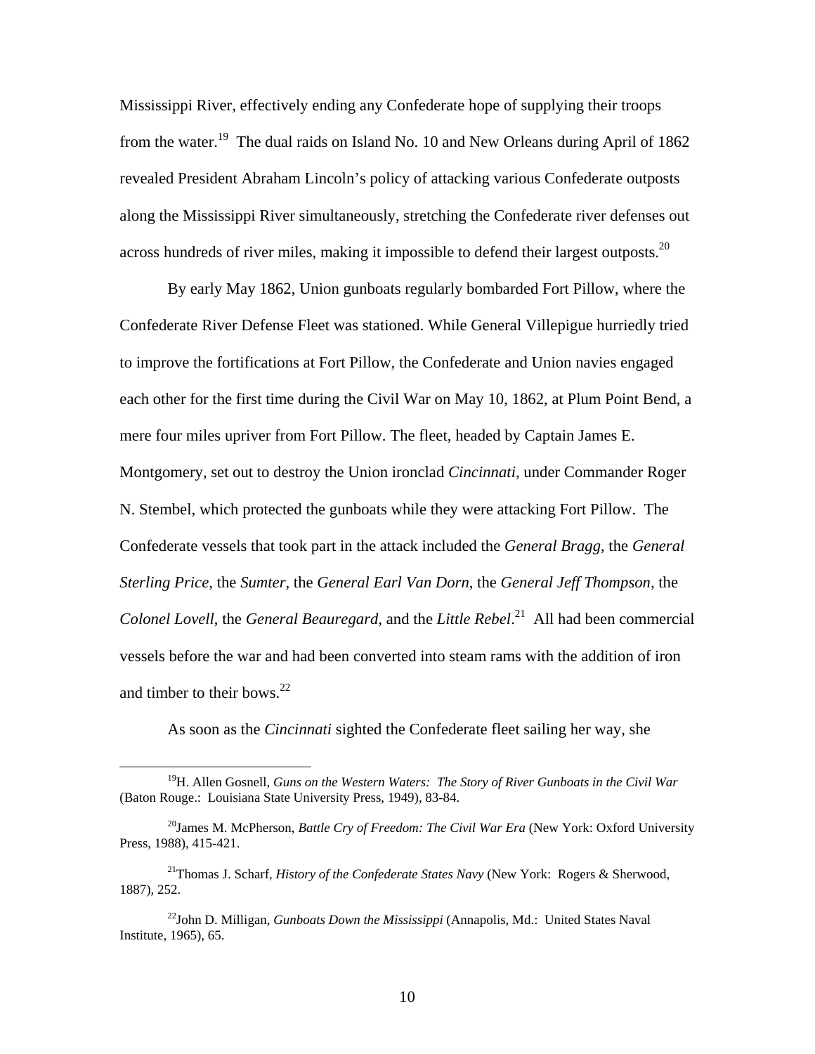Mississippi River, effectively ending any Confederate hope of supplying their troops from the water.[19] The dual raids on Island No. 10 and New Orleans during April of 1862 revealed President Abraham Lincoln's policy of attacking various Confederate outposts along the Mississippi River simultaneously, stretching the Confederate river defenses out across hundreds of river miles, making it impossible to defend their largest outposts.[20]

By early May 1862, Union gunboats regularly bombarded Fort Pillow, where the Confederate River Defense Fleet was stationed. While General Villepigue hurriedly tried to improve the fortifications at Fort Pillow, the Confederate and Union navies engaged each other for the first time during the Civil War on May 10, 1862, at Plum Point Bend, a mere four miles upriver from Fort Pillow. The fleet, headed by Captain James E. Montgomery, set out to destroy the Union ironclad *Cincinnati*, under Commander Roger N. Stembel, which protected the gunboats while they were attacking Fort Pillow. The Confederate vessels that took part in the attack included the *General Bragg*, the *General Sterling Price*, the *Sumter*, the *General Earl Van Dorn*, the *General Jeff Thompson*, the *Colonel Lovell*, the *General Beauregard*, and the *Little Rebel*.[21] All had been commercial vessels before the war and had been converted into steam rams with the addition of iron and timber to their bows.[22]

As soon as the *Cincinnati* sighted the Confederate fleet sailing her way, she

---

[19]H. Allen Gosnell, *Guns on the Western Waters: The Story of River Gunboats in the Civil War* (Baton Rouge.: Louisiana State University Press, 1949), 83-84.

[20]James M. McPherson, *Battle Cry of Freedom: The Civil War Era* (New York: Oxford University Press, 1988), 415-421.

[21]Thomas J. Scharf, *History of the Confederate States Navy* (New York: Rogers & Sherwood, 1887), 252.

[22]John D. Milligan, *Gunboats Down the Mississippi* (Annapolis, Md.: United States Naval Institute, 1965), 65.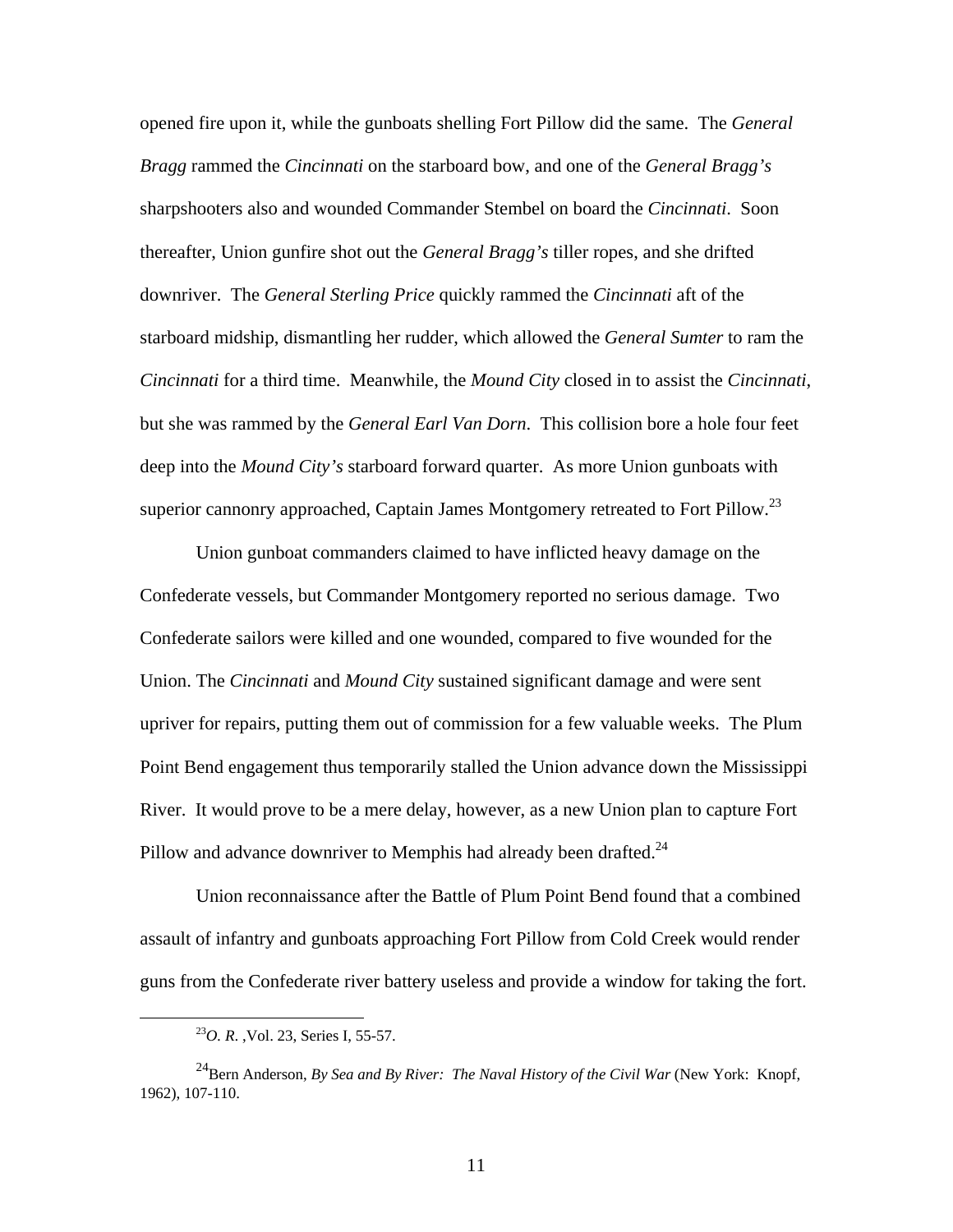opened fire upon it, while the gunboats shelling Fort Pillow did the same. The *General Bragg* rammed the *Cincinnati* on the starboard bow, and one of the *General Bragg's* sharpshooters also and wounded Commander Stembel on board the *Cincinnati*. Soon thereafter, Union gunfire shot out the *General Bragg's* tiller ropes, and she drifted downriver. The *General Sterling Price* quickly rammed the *Cincinnati* aft of the starboard midship, dismantling her rudder, which allowed the *General Sumter* to ram the *Cincinnati* for a third time. Meanwhile, the *Mound City* closed in to assist the *Cincinnati*, but she was rammed by the *General Earl Van Dorn*. This collision bore a hole four feet deep into the *Mound City's* starboard forward quarter. As more Union gunboats with superior cannonry approached, Captain James Montgomery retreated to Fort Pillow.[23]

Union gunboat commanders claimed to have inflicted heavy damage on the Confederate vessels, but Commander Montgomery reported no serious damage. Two Confederate sailors were killed and one wounded, compared to five wounded for the Union. The *Cincinnati* and *Mound City* sustained significant damage and were sent upriver for repairs, putting them out of commission for a few valuable weeks. The Plum Point Bend engagement thus temporarily stalled the Union advance down the Mississippi River. It would prove to be a mere delay, however, as a new Union plan to capture Fort Pillow and advance downriver to Memphis had already been drafted.[24]

Union reconnaissance after the Battle of Plum Point Bend found that a combined assault of infantry and gunboats approaching Fort Pillow from Cold Creek would render guns from the Confederate river battery useless and provide a window for taking the fort.

---

[23] *O. R.* ,Vol. 23, Series I, 55-57.

[24] Bern Anderson, *By Sea and By River: The Naval History of the Civil War* (New York: Knopf, 1962), 107-110.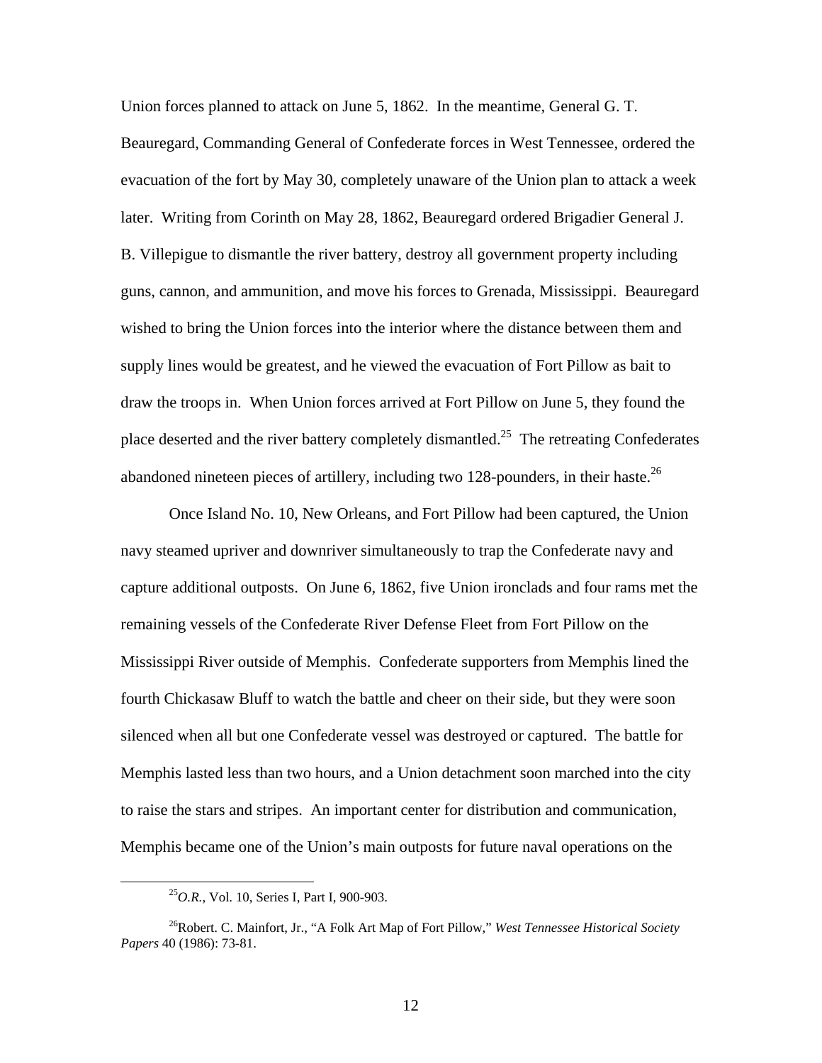Union forces planned to attack on June 5, 1862. In the meantime, General G. T. Beauregard, Commanding General of Confederate forces in West Tennessee, ordered the evacuation of the fort by May 30, completely unaware of the Union plan to attack a week later. Writing from Corinth on May 28, 1862, Beauregard ordered Brigadier General J. B. Villepigue to dismantle the river battery, destroy all government property including guns, cannon, and ammunition, and move his forces to Grenada, Mississippi. Beauregard wished to bring the Union forces into the interior where the distance between them and supply lines would be greatest, and he viewed the evacuation of Fort Pillow as bait to draw the troops in. When Union forces arrived at Fort Pillow on June 5, they found the place deserted and the river battery completely dismantled.[25] The retreating Confederates abandoned nineteen pieces of artillery, including two 128-pounders, in their haste.[26]

Once Island No. 10, New Orleans, and Fort Pillow had been captured, the Union navy steamed upriver and downriver simultaneously to trap the Confederate navy and capture additional outposts. On June 6, 1862, five Union ironclads and four rams met the remaining vessels of the Confederate River Defense Fleet from Fort Pillow on the Mississippi River outside of Memphis. Confederate supporters from Memphis lined the fourth Chickasaw Bluff to watch the battle and cheer on their side, but they were soon silenced when all but one Confederate vessel was destroyed or captured. The battle for Memphis lasted less than two hours, and a Union detachment soon marched into the city to raise the stars and stripes. An important center for distribution and communication, Memphis became one of the Union's main outposts for future naval operations on the

[25] *O.R.*, Vol. 10, Series I, Part I, 900-903.

[26] Robert. C. Mainfort, Jr., "A Folk Art Map of Fort Pillow," *West Tennessee Historical Society Papers* 40 (1986): 73-81.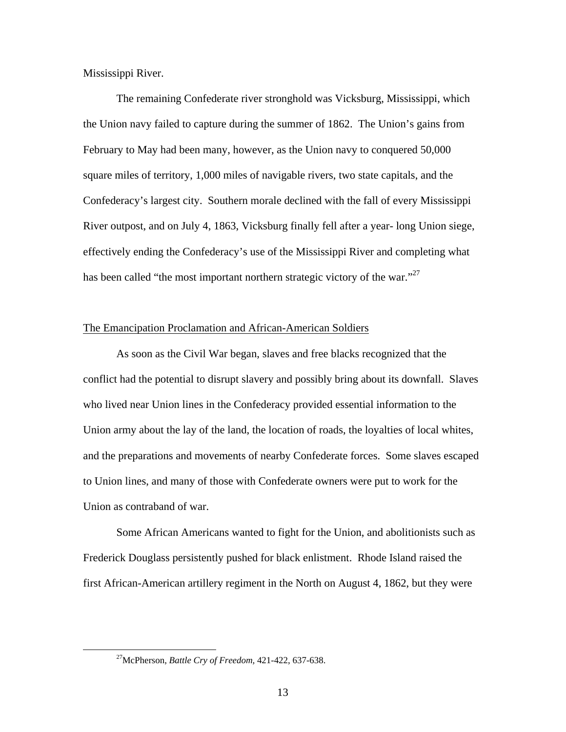Mississippi River.

The remaining Confederate river stronghold was Vicksburg, Mississippi, which the Union navy failed to capture during the summer of 1862. The Union's gains from February to May had been many, however, as the Union navy to conquered 50,000 square miles of territory, 1,000 miles of navigable rivers, two state capitals, and the Confederacy's largest city. Southern morale declined with the fall of every Mississippi River outpost, and on July 4, 1863, Vicksburg finally fell after a year- long Union siege, effectively ending the Confederacy's use of the Mississippi River and completing what has been called "the most important northern strategic victory of the war."[27]

## The Emancipation Proclamation and African-American Soldiers

As soon as the Civil War began, slaves and free blacks recognized that the conflict had the potential to disrupt slavery and possibly bring about its downfall. Slaves who lived near Union lines in the Confederacy provided essential information to the Union army about the lay of the land, the location of roads, the loyalties of local whites, and the preparations and movements of nearby Confederate forces. Some slaves escaped to Union lines, and many of those with Confederate owners were put to work for the Union as contraband of war.

Some African Americans wanted to fight for the Union, and abolitionists such as Frederick Douglass persistently pushed for black enlistment. Rhode Island raised the first African-American artillery regiment in the North on August 4, 1862, but they were

[27] McPherson, *Battle Cry of Freedom*, 421-422, 637-638.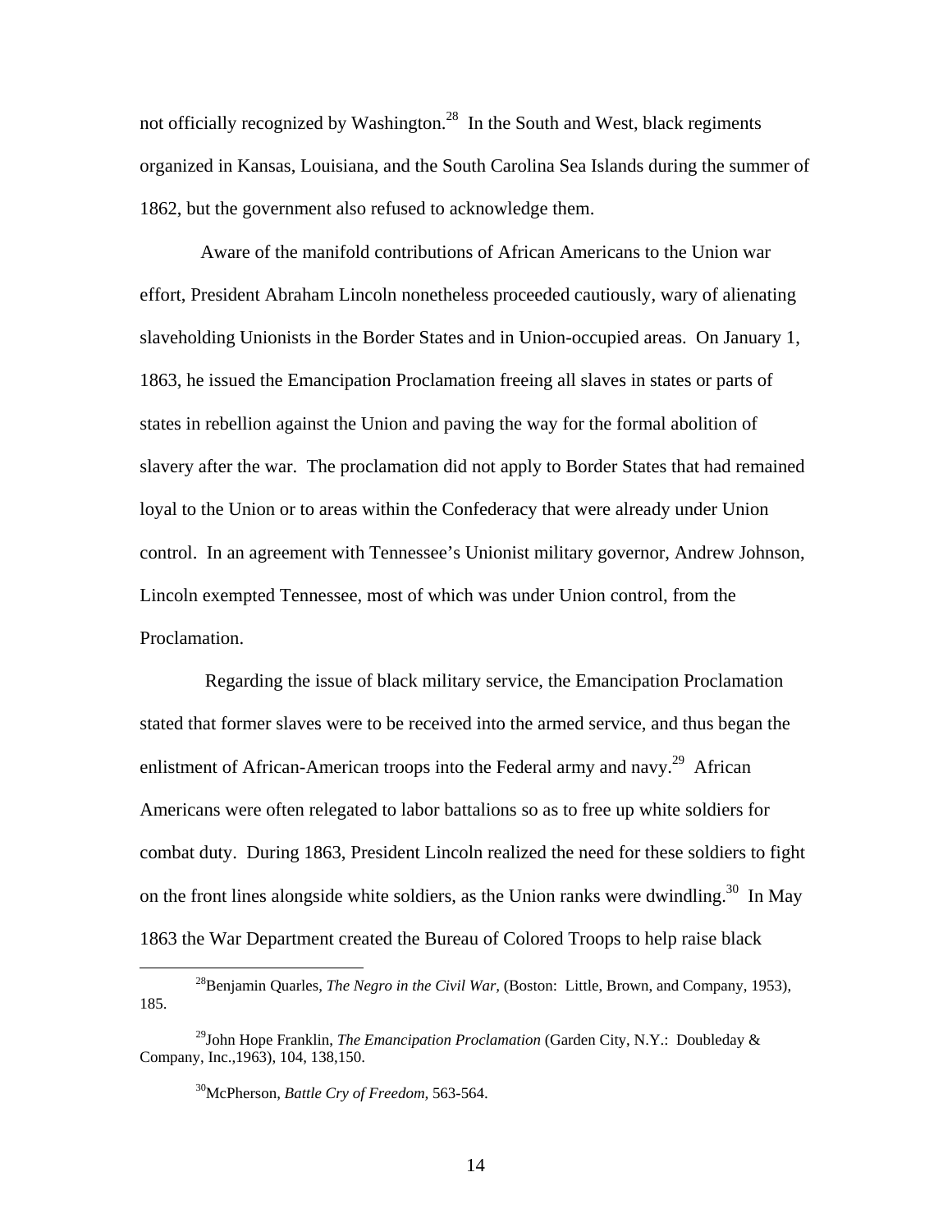not officially recognized by Washington.[28] In the South and West, black regiments organized in Kansas, Louisiana, and the South Carolina Sea Islands during the summer of 1862, but the government also refused to acknowledge them.

Aware of the manifold contributions of African Americans to the Union war effort, President Abraham Lincoln nonetheless proceeded cautiously, wary of alienating slaveholding Unionists in the Border States and in Union-occupied areas. On January 1, 1863, he issued the Emancipation Proclamation freeing all slaves in states or parts of states in rebellion against the Union and paving the way for the formal abolition of slavery after the war. The proclamation did not apply to Border States that had remained loyal to the Union or to areas within the Confederacy that were already under Union control. In an agreement with Tennessee's Unionist military governor, Andrew Johnson, Lincoln exempted Tennessee, most of which was under Union control, from the Proclamation.

Regarding the issue of black military service, the Emancipation Proclamation stated that former slaves were to be received into the armed service, and thus began the enlistment of African-American troops into the Federal army and navy.[29] African Americans were often relegated to labor battalions so as to free up white soldiers for combat duty. During 1863, President Lincoln realized the need for these soldiers to fight on the front lines alongside white soldiers, as the Union ranks were dwindling.[30] In May 1863 the War Department created the Bureau of Colored Troops to help raise black

---

[28] Benjamin Quarles, *The Negro in the Civil War*, (Boston: Little, Brown, and Company, 1953), 185.

[29] John Hope Franklin, *The Emancipation Proclamation* (Garden City, N.Y.: Doubleday & Company, Inc.,1963), 104, 138,150.

[30] McPherson, *Battle Cry of Freedom,* 563-564.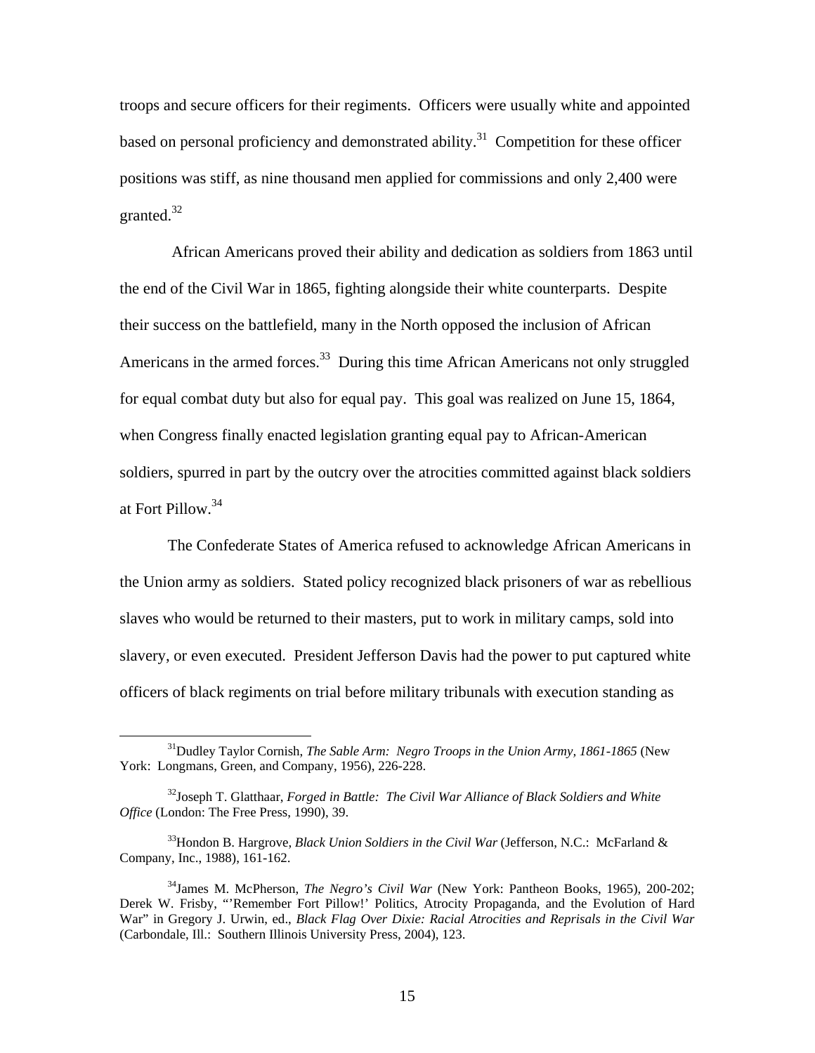troops and secure officers for their regiments. Officers were usually white and appointed based on personal proficiency and demonstrated ability.[31] Competition for these officer positions was stiff, as nine thousand men applied for commissions and only 2,400 were granted.[32]

African Americans proved their ability and dedication as soldiers from 1863 until the end of the Civil War in 1865, fighting alongside their white counterparts. Despite their success on the battlefield, many in the North opposed the inclusion of African Americans in the armed forces.[33] During this time African Americans not only struggled for equal combat duty but also for equal pay. This goal was realized on June 15, 1864, when Congress finally enacted legislation granting equal pay to African-American soldiers, spurred in part by the outcry over the atrocities committed against black soldiers at Fort Pillow.[34]

The Confederate States of America refused to acknowledge African Americans in the Union army as soldiers. Stated policy recognized black prisoners of war as rebellious slaves who would be returned to their masters, put to work in military camps, sold into slavery, or even executed. President Jefferson Davis had the power to put captured white officers of black regiments on trial before military tribunals with execution standing as

---

[31] Dudley Taylor Cornish, *The Sable Arm: Negro Troops in the Union Army, 1861-1865* (New York: Longmans, Green, and Company, 1956), 226-228.

[32] Joseph T. Glatthaar, *Forged in Battle: The Civil War Alliance of Black Soldiers and White Office* (London: The Free Press, 1990), 39.

[33] Hondon B. Hargrove, *Black Union Soldiers in the Civil War* (Jefferson, N.C.: McFarland & Company, Inc., 1988), 161-162.

[34] James M. McPherson, *The Negro's Civil War* (New York: Pantheon Books, 1965), 200-202; Derek W. Frisby, "'Remember Fort Pillow!' Politics, Atrocity Propaganda, and the Evolution of Hard War" in Gregory J. Urwin, ed., *Black Flag Over Dixie: Racial Atrocities and Reprisals in the Civil War* (Carbondale, Ill.: Southern Illinois University Press, 2004), 123.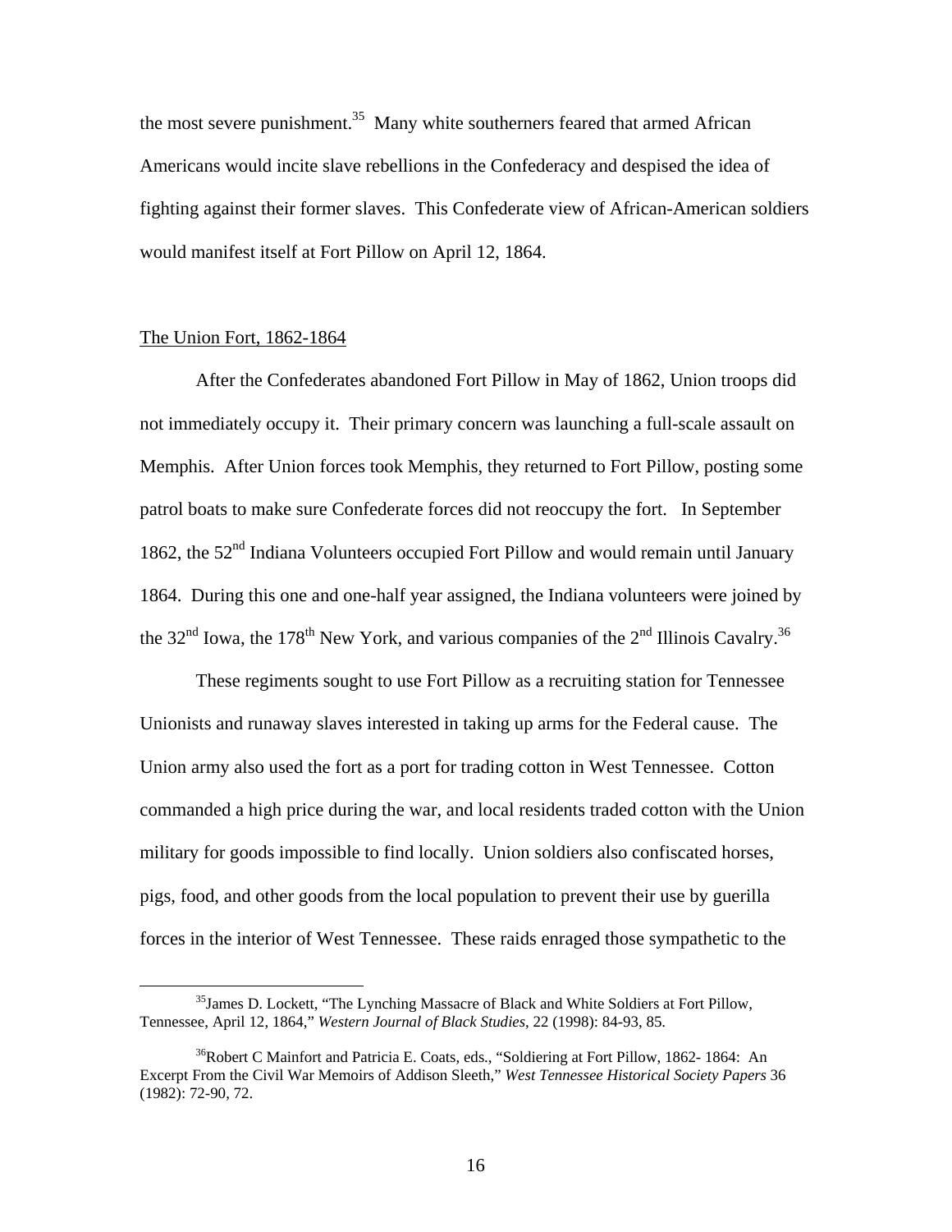the most severe punishment.[35] Many white southerners feared that armed African Americans would incite slave rebellions in the Confederacy and despised the idea of fighting against their former slaves. This Confederate view of African-American soldiers would manifest itself at Fort Pillow on April 12, 1864.

## The Union Fort, 1862-1864

After the Confederates abandoned Fort Pillow in May of 1862, Union troops did not immediately occupy it. Their primary concern was launching a full-scale assault on Memphis. After Union forces took Memphis, they returned to Fort Pillow, posting some patrol boats to make sure Confederate forces did not reoccupy the fort. In September 1862, the 52nd Indiana Volunteers occupied Fort Pillow and would remain until January 1864. During this one and one-half year assigned, the Indiana volunteers were joined by the 32nd Iowa, the 178th New York, and various companies of the 2nd Illinois Cavalry.[36]

These regiments sought to use Fort Pillow as a recruiting station for Tennessee Unionists and runaway slaves interested in taking up arms for the Federal cause. The Union army also used the fort as a port for trading cotton in West Tennessee. Cotton commanded a high price during the war, and local residents traded cotton with the Union military for goods impossible to find locally. Union soldiers also confiscated horses, pigs, food, and other goods from the local population to prevent their use by guerilla forces in the interior of West Tennessee. These raids enraged those sympathetic to the

---

[35] James D. Lockett, "The Lynching Massacre of Black and White Soldiers at Fort Pillow, Tennessee, April 12, 1864," *Western Journal of Black Studies*, 22 (1998): 84-93, 85.

[36] Robert C Mainfort and Patricia E. Coats, eds., "Soldiering at Fort Pillow, 1862- 1864: An Excerpt From the Civil War Memoirs of Addison Sleeth," *West Tennessee Historical Society Papers* 36 (1982): 72-90, 72.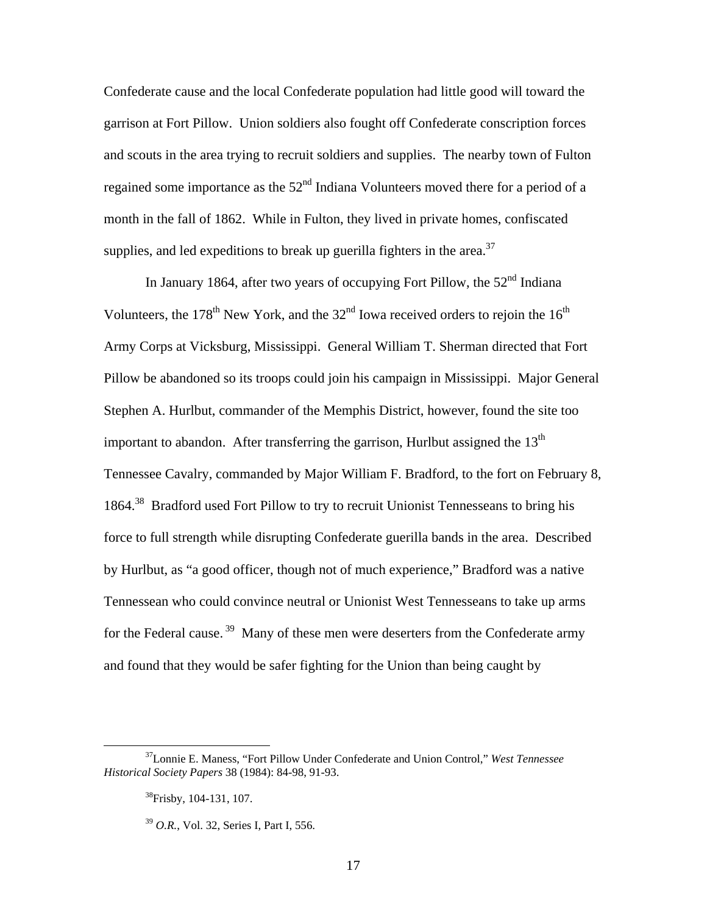Confederate cause and the local Confederate population had little good will toward the garrison at Fort Pillow. Union soldiers also fought off Confederate conscription forces and scouts in the area trying to recruit soldiers and supplies. The nearby town of Fulton regained some importance as the 52nd Indiana Volunteers moved there for a period of a month in the fall of 1862. While in Fulton, they lived in private homes, confiscated supplies, and led expeditions to break up guerilla fighters in the area.[37]

In January 1864, after two years of occupying Fort Pillow, the 52nd Indiana Volunteers, the 178th New York, and the 32nd Iowa received orders to rejoin the 16th Army Corps at Vicksburg, Mississippi. General William T. Sherman directed that Fort Pillow be abandoned so its troops could join his campaign in Mississippi. Major General Stephen A. Hurlbut, commander of the Memphis District, however, found the site too important to abandon. After transferring the garrison, Hurlbut assigned the 13th Tennessee Cavalry, commanded by Major William F. Bradford, to the fort on February 8, 1864.[38] Bradford used Fort Pillow to try to recruit Unionist Tennesseans to bring his force to full strength while disrupting Confederate guerilla bands in the area. Described by Hurlbut, as "a good officer, though not of much experience," Bradford was a native Tennessean who could convince neutral or Unionist West Tennesseans to take up arms for the Federal cause.[39] Many of these men were deserters from the Confederate army and found that they would be safer fighting for the Union than being caught by

---

[37] Lonnie E. Maness, "Fort Pillow Under Confederate and Union Control," *West Tennessee Historical Society Papers* 38 (1984): 84-98, 91-93.

[38] Frisby, 104-131, 107.

[39] *O.R.*, Vol. 32, Series I, Part I, 556.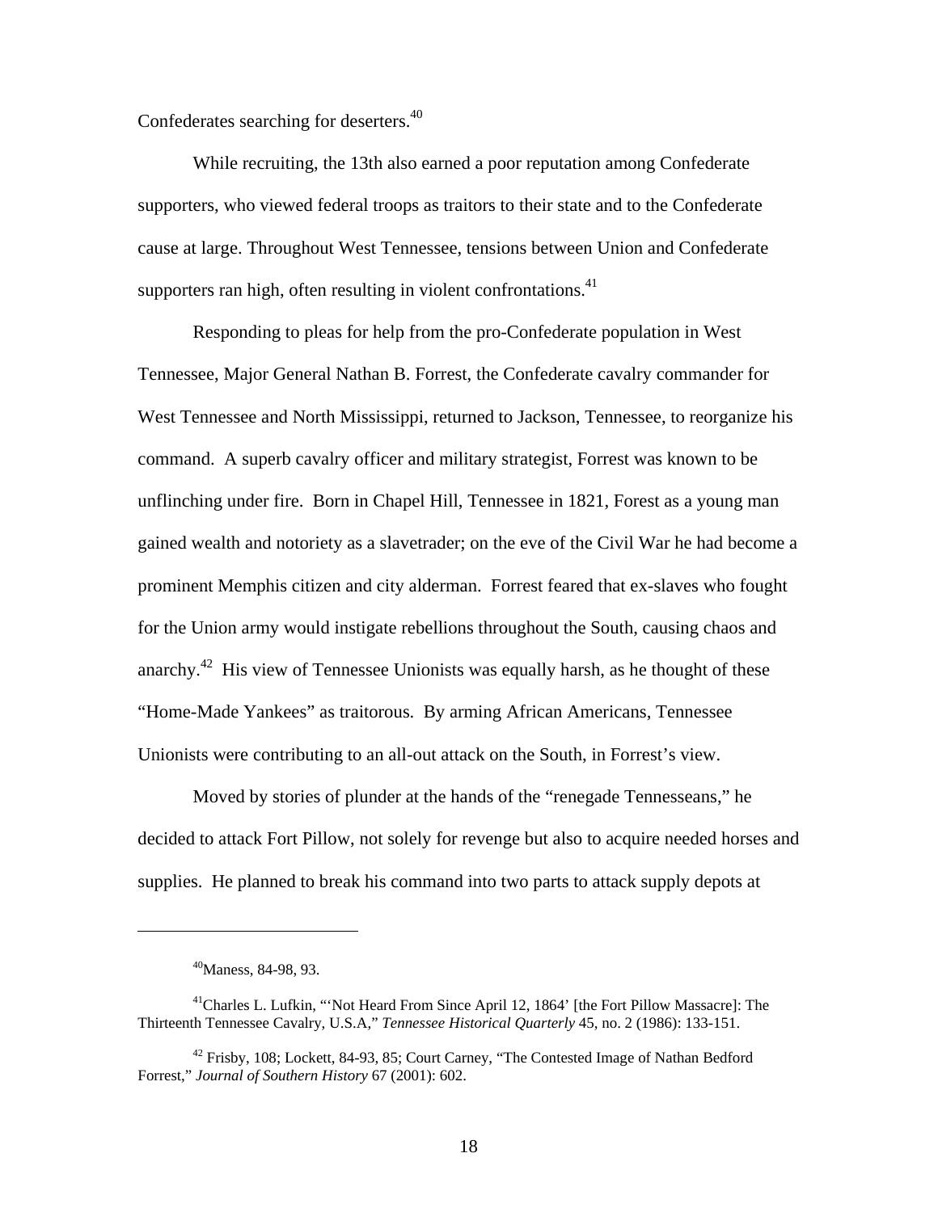Confederates searching for deserters.[40]

While recruiting, the 13th also earned a poor reputation among Confederate supporters, who viewed federal troops as traitors to their state and to the Confederate cause at large. Throughout West Tennessee, tensions between Union and Confederate supporters ran high, often resulting in violent confrontations.[41]

Responding to pleas for help from the pro-Confederate population in West Tennessee, Major General Nathan B. Forrest, the Confederate cavalry commander for West Tennessee and North Mississippi, returned to Jackson, Tennessee, to reorganize his command. A superb cavalry officer and military strategist, Forrest was known to be unflinching under fire. Born in Chapel Hill, Tennessee in 1821, Forest as a young man gained wealth and notoriety as a slavetrader; on the eve of the Civil War he had become a prominent Memphis citizen and city alderman. Forrest feared that ex-slaves who fought for the Union army would instigate rebellions throughout the South, causing chaos and anarchy.[42] His view of Tennessee Unionists was equally harsh, as he thought of these "Home-Made Yankees" as traitorous. By arming African Americans, Tennessee Unionists were contributing to an all-out attack on the South, in Forrest's view.

Moved by stories of plunder at the hands of the "renegade Tennesseans," he decided to attack Fort Pillow, not solely for revenge but also to acquire needed horses and supplies. He planned to break his command into two parts to attack supply depots at

---

[40] Maness, 84-98, 93.

[41] Charles L. Lufkin, "'Not Heard From Since April 12, 1864' [the Fort Pillow Massacre]: The Thirteenth Tennessee Cavalry, U.S.A," *Tennessee Historical Quarterly* 45, no. 2 (1986): 133-151.

[42] Frisby, 108; Lockett, 84-93, 85; Court Carney, "The Contested Image of Nathan Bedford Forrest," *Journal of Southern History* 67 (2001): 602.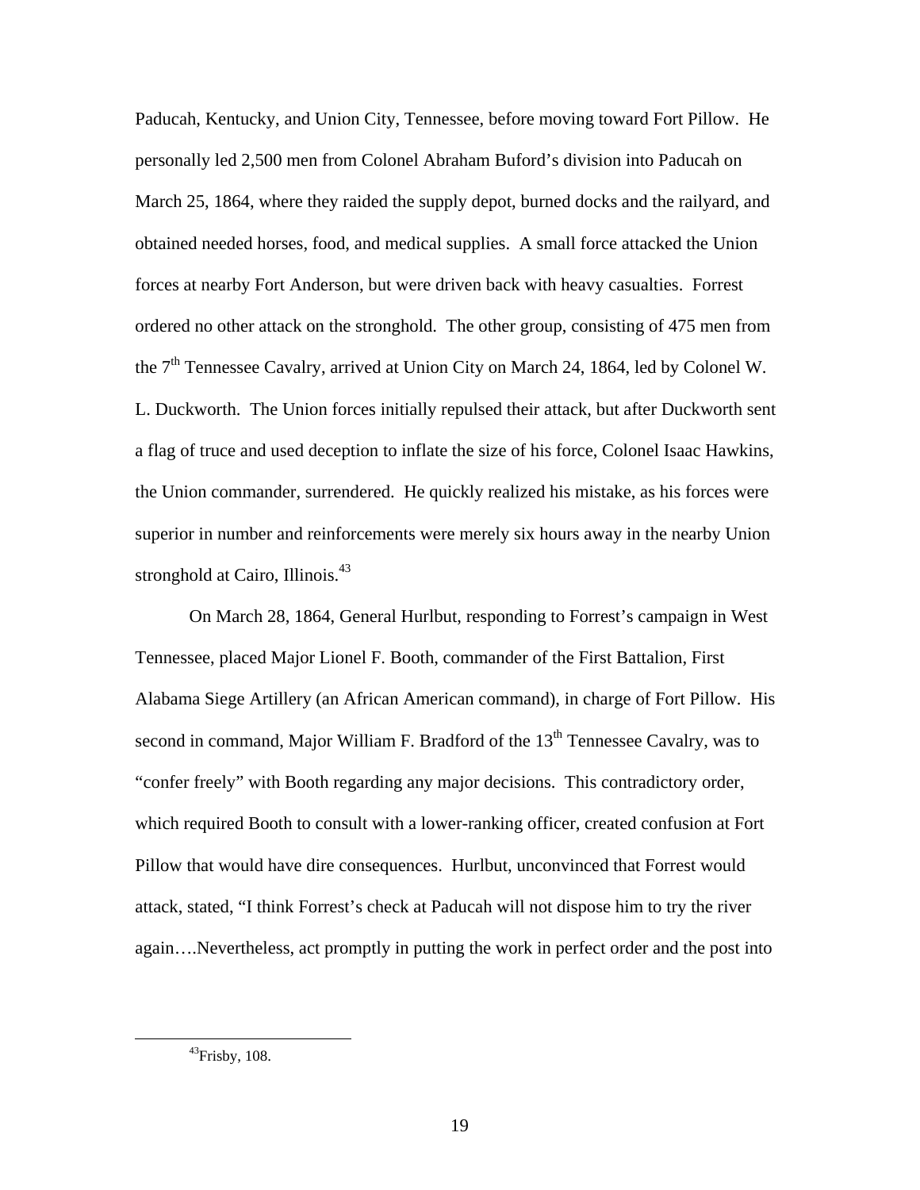Paducah, Kentucky, and Union City, Tennessee, before moving toward Fort Pillow. He personally led 2,500 men from Colonel Abraham Buford's division into Paducah on March 25, 1864, where they raided the supply depot, burned docks and the railyard, and obtained needed horses, food, and medical supplies. A small force attacked the Union forces at nearby Fort Anderson, but were driven back with heavy casualties. Forrest ordered no other attack on the stronghold. The other group, consisting of 475 men from the 7th Tennessee Cavalry, arrived at Union City on March 24, 1864, led by Colonel W. L. Duckworth. The Union forces initially repulsed their attack, but after Duckworth sent a flag of truce and used deception to inflate the size of his force, Colonel Isaac Hawkins, the Union commander, surrendered. He quickly realized his mistake, as his forces were superior in number and reinforcements were merely six hours away in the nearby Union stronghold at Cairo, Illinois.[43]

On March 28, 1864, General Hurlbut, responding to Forrest's campaign in West Tennessee, placed Major Lionel F. Booth, commander of the First Battalion, First Alabama Siege Artillery (an African American command), in charge of Fort Pillow. His second in command, Major William F. Bradford of the 13th Tennessee Cavalry, was to "confer freely" with Booth regarding any major decisions. This contradictory order, which required Booth to consult with a lower-ranking officer, created confusion at Fort Pillow that would have dire consequences. Hurlbut, unconvinced that Forrest would attack, stated, "I think Forrest's check at Paducah will not dispose him to try the river again….Nevertheless, act promptly in putting the work in perfect order and the post into

---

[43] Frisby, 108.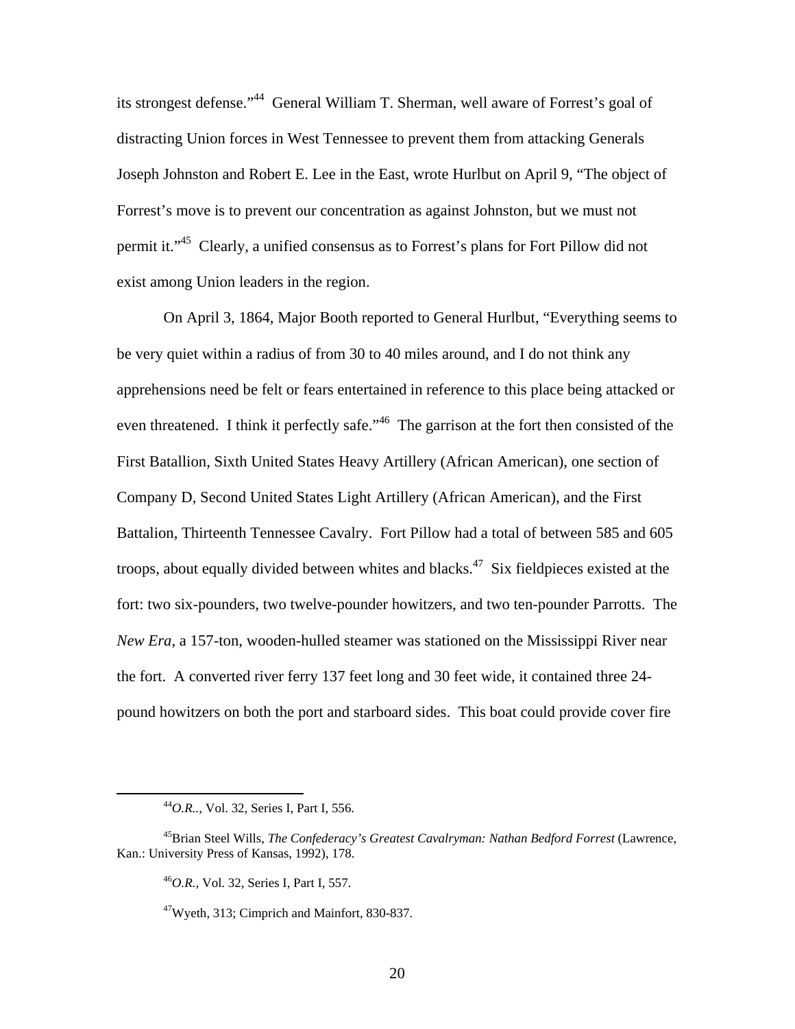its strongest defense."[44] General William T. Sherman, well aware of Forrest's goal of distracting Union forces in West Tennessee to prevent them from attacking Generals Joseph Johnston and Robert E. Lee in the East, wrote Hurlbut on April 9, "The object of Forrest's move is to prevent our concentration as against Johnston, but we must not permit it."[45] Clearly, a unified consensus as to Forrest's plans for Fort Pillow did not exist among Union leaders in the region.

On April 3, 1864, Major Booth reported to General Hurlbut, "Everything seems to be very quiet within a radius of from 30 to 40 miles around, and I do not think any apprehensions need be felt or fears entertained in reference to this place being attacked or even threatened. I think it perfectly safe."[46] The garrison at the fort then consisted of the First Batallion, Sixth United States Heavy Artillery (African American), one section of Company D, Second United States Light Artillery (African American), and the First Battalion, Thirteenth Tennessee Cavalry. Fort Pillow had a total of between 585 and 605 troops, about equally divided between whites and blacks.[47] Six fieldpieces existed at the fort: two six-pounders, two twelve-pounder howitzers, and two ten-pounder Parrotts. The *New Era*, a 157-ton, wooden-hulled steamer was stationed on the Mississippi River near the fort. A converted river ferry 137 feet long and 30 feet wide, it contained three 24-pound howitzers on both the port and starboard sides. This boat could provide cover fire

---

[44]*O.R.*., Vol. 32, Series I, Part I, 556.

[45]Brian Steel Wills, *The Confederacy's Greatest Cavalryman: Nathan Bedford Forrest* (Lawrence, Kan.: University Press of Kansas, 1992), 178.

[46]*O.R.*, Vol. 32, Series I, Part I, 557.

[47]Wyeth, 313; Cimprich and Mainfort, 830-837.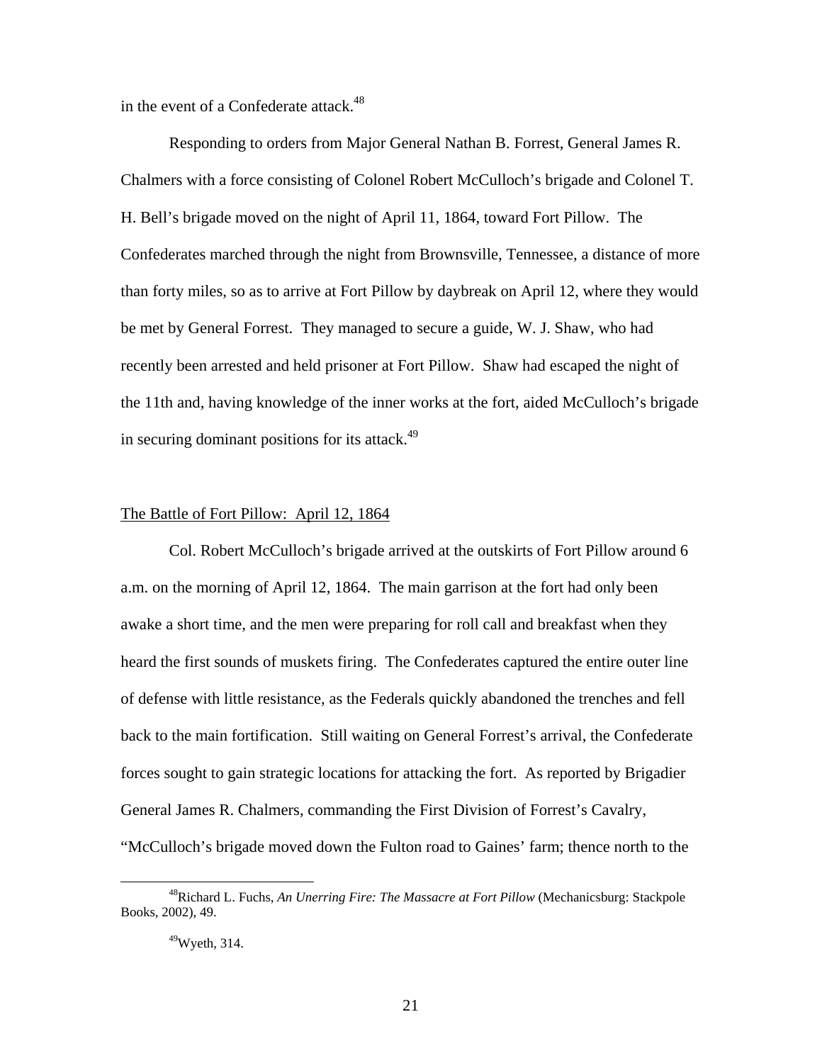in the event of a Confederate attack.[48]

Responding to orders from Major General Nathan B. Forrest, General James R. Chalmers with a force consisting of Colonel Robert McCulloch's brigade and Colonel T. H. Bell's brigade moved on the night of April 11, 1864, toward Fort Pillow. The Confederates marched through the night from Brownsville, Tennessee, a distance of more than forty miles, so as to arrive at Fort Pillow by daybreak on April 12, where they would be met by General Forrest. They managed to secure a guide, W. J. Shaw, who had recently been arrested and held prisoner at Fort Pillow. Shaw had escaped the night of the 11th and, having knowledge of the inner works at the fort, aided McCulloch's brigade in securing dominant positions for its attack.[49]

## The Battle of Fort Pillow: April 12, 1864

Col. Robert McCulloch's brigade arrived at the outskirts of Fort Pillow around 6 a.m. on the morning of April 12, 1864. The main garrison at the fort had only been awake a short time, and the men were preparing for roll call and breakfast when they heard the first sounds of muskets firing. The Confederates captured the entire outer line of defense with little resistance, as the Federals quickly abandoned the trenches and fell back to the main fortification. Still waiting on General Forrest's arrival, the Confederate forces sought to gain strategic locations for attacking the fort. As reported by Brigadier General James R. Chalmers, commanding the First Division of Forrest's Cavalry, "McCulloch's brigade moved down the Fulton road to Gaines' farm; thence north to the

---

[48] Richard L. Fuchs, *An Unerring Fire: The Massacre at Fort Pillow* (Mechanicsburg: Stackpole Books, 2002), 49.

[49] Wyeth, 314.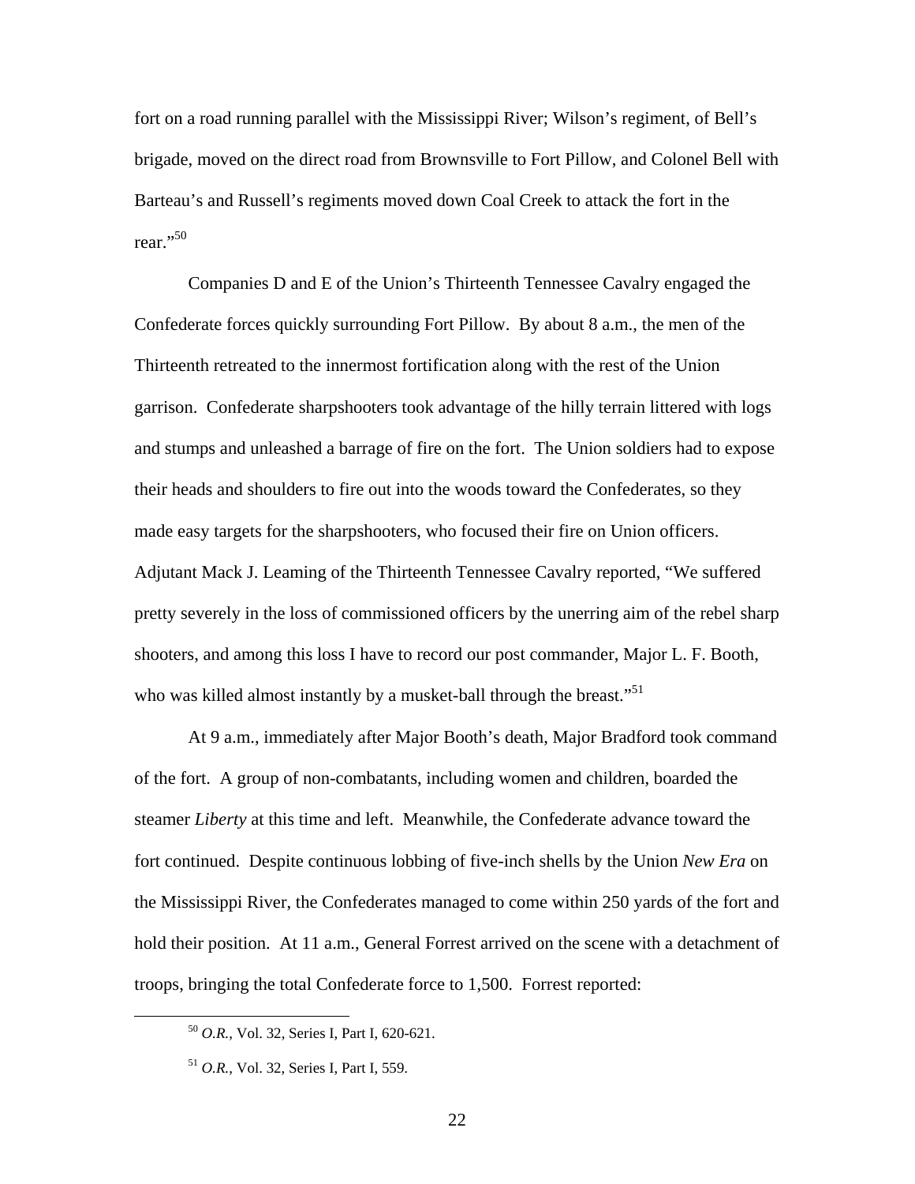fort on a road running parallel with the Mississippi River; Wilson's regiment, of Bell's brigade, moved on the direct road from Brownsville to Fort Pillow, and Colonel Bell with Barteau's and Russell's regiments moved down Coal Creek to attack the fort in the rear."[50]

Companies D and E of the Union's Thirteenth Tennessee Cavalry engaged the Confederate forces quickly surrounding Fort Pillow. By about 8 a.m., the men of the Thirteenth retreated to the innermost fortification along with the rest of the Union garrison. Confederate sharpshooters took advantage of the hilly terrain littered with logs and stumps and unleashed a barrage of fire on the fort. The Union soldiers had to expose their heads and shoulders to fire out into the woods toward the Confederates, so they made easy targets for the sharpshooters, who focused their fire on Union officers. Adjutant Mack J. Leaming of the Thirteenth Tennessee Cavalry reported, "We suffered pretty severely in the loss of commissioned officers by the unerring aim of the rebel sharp shooters, and among this loss I have to record our post commander, Major L. F. Booth, who was killed almost instantly by a musket-ball through the breast."[51]

At 9 a.m., immediately after Major Booth's death, Major Bradford took command of the fort. A group of non-combatants, including women and children, boarded the steamer *Liberty* at this time and left. Meanwhile, the Confederate advance toward the fort continued. Despite continuous lobbing of five-inch shells by the Union *New Era* on the Mississippi River, the Confederates managed to come within 250 yards of the fort and hold their position. At 11 a.m., General Forrest arrived on the scene with a detachment of troops, bringing the total Confederate force to 1,500. Forrest reported:

---

[50] *O.R.*, Vol. 32, Series I, Part I, 620-621.

[51] *O.R.*, Vol. 32, Series I, Part I, 559.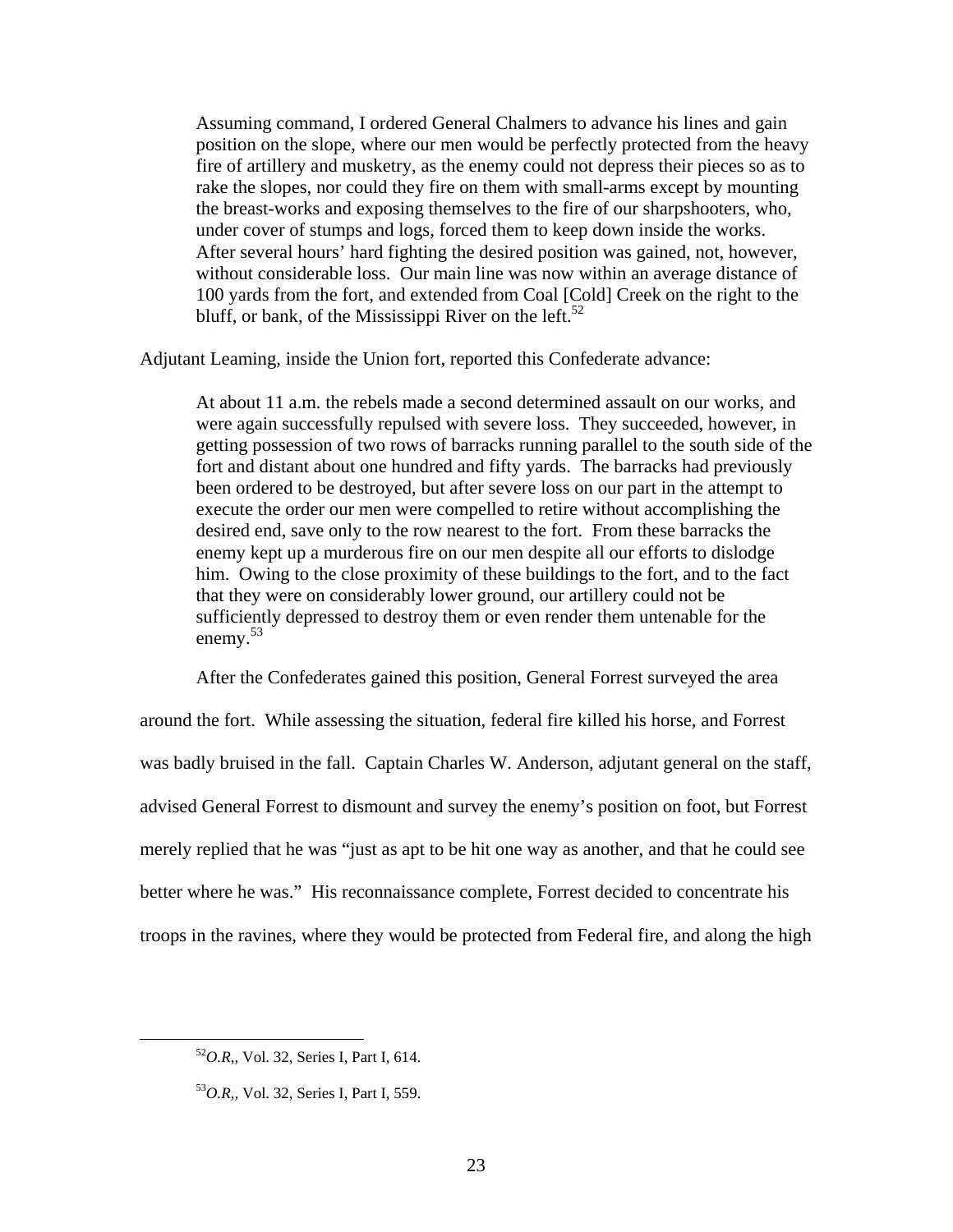> Assuming command, I ordered General Chalmers to advance his lines and gain position on the slope, where our men would be perfectly protected from the heavy fire of artillery and musketry, as the enemy could not depress their pieces so as to rake the slopes, nor could they fire on them with small-arms except by mounting the breast-works and exposing themselves to the fire of our sharpshooters, who, under cover of stumps and logs, forced them to keep down inside the works. After several hours' hard fighting the desired position was gained, not, however, without considerable loss. Our main line was now within an average distance of 100 yards from the fort, and extended from Coal [Cold] Creek on the right to the bluff, or bank, of the Mississippi River on the left.[52]

Adjutant Leaming, inside the Union fort, reported this Confederate advance:

> At about 11 a.m. the rebels made a second determined assault on our works, and were again successfully repulsed with severe loss. They succeeded, however, in getting possession of two rows of barracks running parallel to the south side of the fort and distant about one hundred and fifty yards. The barracks had previously been ordered to be destroyed, but after severe loss on our part in the attempt to execute the order our men were compelled to retire without accomplishing the desired end, save only to the row nearest to the fort. From these barracks the enemy kept up a murderous fire on our men despite all our efforts to dislodge him. Owing to the close proximity of these buildings to the fort, and to the fact that they were on considerably lower ground, our artillery could not be sufficiently depressed to destroy them or even render them untenable for the enemy.[53]

After the Confederates gained this position, General Forrest surveyed the area around the fort. While assessing the situation, federal fire killed his horse, and Forrest was badly bruised in the fall. Captain Charles W. Anderson, adjutant general on the staff, advised General Forrest to dismount and survey the enemy's position on foot, but Forrest merely replied that he was "just as apt to be hit one way as another, and that he could see better where he was." His reconnaissance complete, Forrest decided to concentrate his troops in the ravines, where they would be protected from Federal fire, and along the high

[52]*O.R.*, Vol. 32, Series I, Part I, 614.

[53]*O.R.*, Vol. 32, Series I, Part I, 559.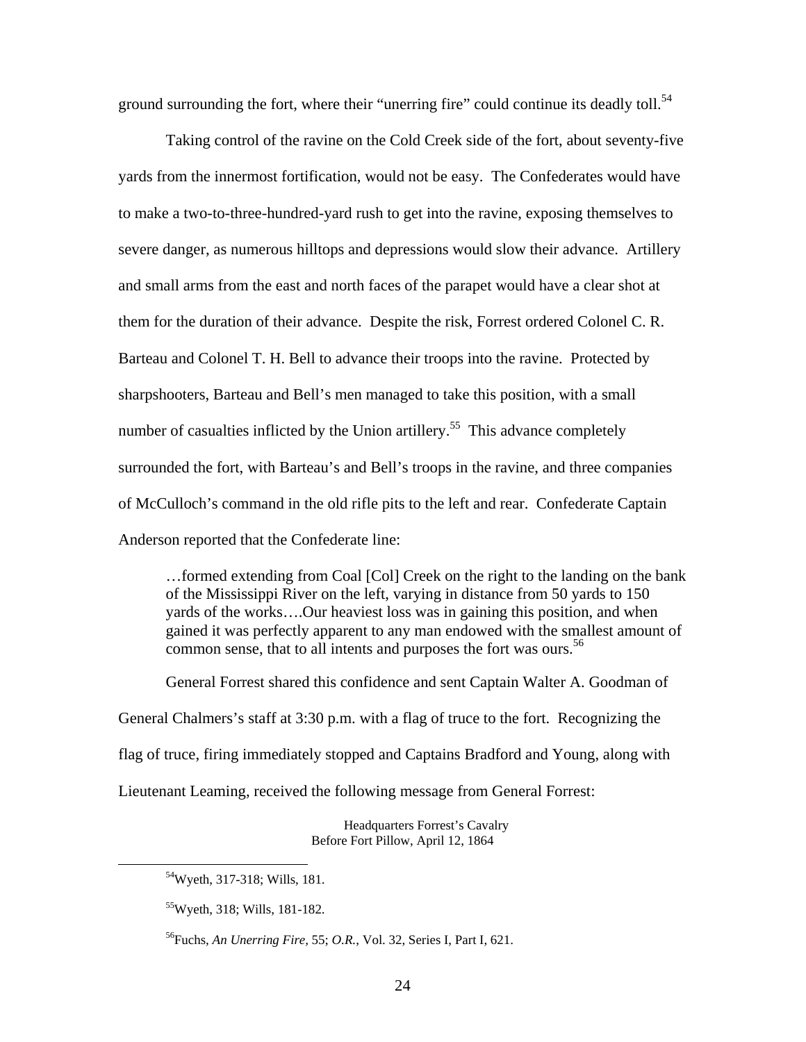ground surrounding the fort, where their "unerring fire" could continue its deadly toll.[54]

Taking control of the ravine on the Cold Creek side of the fort, about seventy-five yards from the innermost fortification, would not be easy. The Confederates would have to make a two-to-three-hundred-yard rush to get into the ravine, exposing themselves to severe danger, as numerous hilltops and depressions would slow their advance. Artillery and small arms from the east and north faces of the parapet would have a clear shot at them for the duration of their advance. Despite the risk, Forrest ordered Colonel C. R. Barteau and Colonel T. H. Bell to advance their troops into the ravine. Protected by sharpshooters, Barteau and Bell's men managed to take this position, with a small number of casualties inflicted by the Union artillery.[55] This advance completely surrounded the fort, with Barteau's and Bell's troops in the ravine, and three companies of McCulloch's command in the old rifle pits to the left and rear. Confederate Captain Anderson reported that the Confederate line:

> …formed extending from Coal [Col] Creek on the right to the landing on the bank of the Mississippi River on the left, varying in distance from 50 yards to 150 yards of the works….Our heaviest loss was in gaining this position, and when gained it was perfectly apparent to any man endowed with the smallest amount of common sense, that to all intents and purposes the fort was ours.[56]

General Forrest shared this confidence and sent Captain Walter A. Goodman of General Chalmers's staff at 3:30 p.m. with a flag of truce to the fort. Recognizing the flag of truce, firing immediately stopped and Captains Bradford and Young, along with Lieutenant Leaming, received the following message from General Forrest:

Headquarters Forrest's Cavalry
Before Fort Pillow, April 12, 1864

---

[54] Wyeth, 317-318; Wills, 181.

[55] Wyeth, 318; Wills, 181-182.

[56] Fuchs, *An Unerring Fire*, 55; *O.R.*, Vol. 32, Series I, Part I, 621.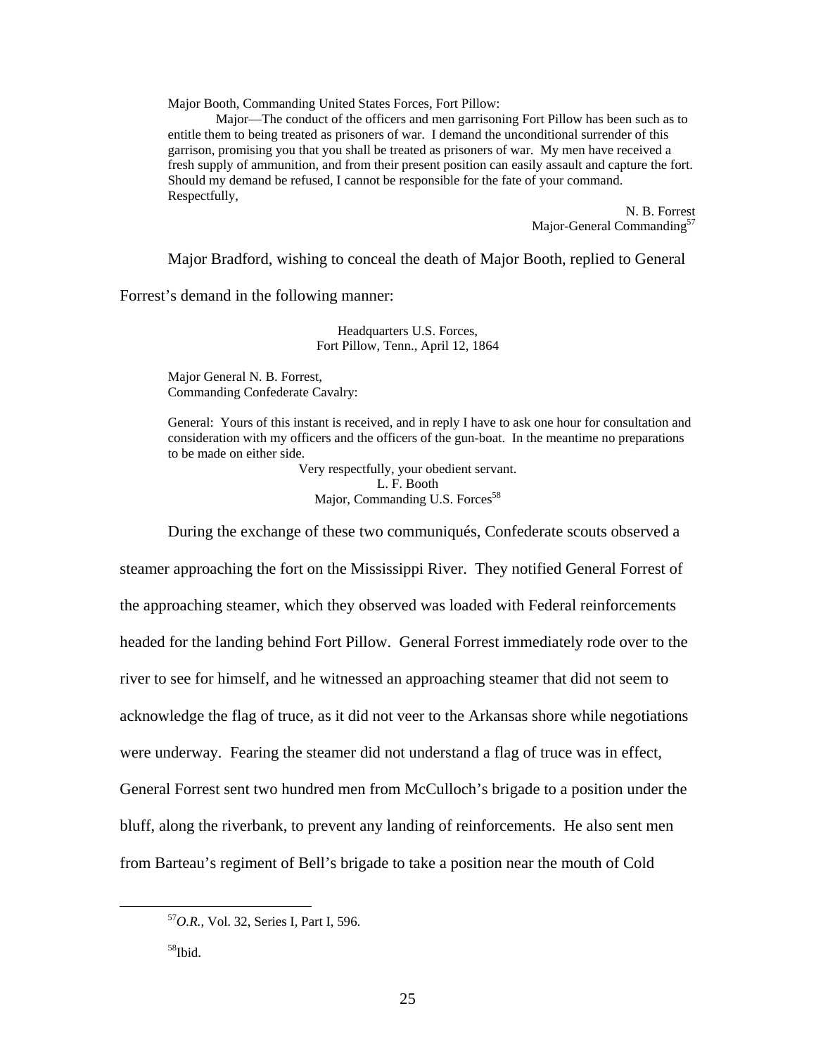Major Booth, Commanding United States Forces, Fort Pillow:

Major—The conduct of the officers and men garrisoning Fort Pillow has been such as to entitle them to being treated as prisoners of war. I demand the unconditional surrender of this garrison, promising you that you shall be treated as prisoners of war. My men have received a fresh supply of ammunition, and from their present position can easily assault and capture the fort. Should my demand be refused, I cannot be responsible for the fate of your command. Respectfully,

N. B. Forrest
Major-General Commanding[57]

Major Bradford, wishing to conceal the death of Major Booth, replied to General Forrest's demand in the following manner:

Headquarters U.S. Forces,
Fort Pillow, Tenn., April 12, 1864

Major General N. B. Forrest,
Commanding Confederate Cavalry:

General: Yours of this instant is received, and in reply I have to ask one hour for consultation and consideration with my officers and the officers of the gun-boat. In the meantime no preparations to be made on either side.

Very respectfully, your obedient servant.
L. F. Booth
Major, Commanding U.S. Forces[58]

During the exchange of these two communiqués, Confederate scouts observed a steamer approaching the fort on the Mississippi River. They notified General Forrest of the approaching steamer, which they observed was loaded with Federal reinforcements headed for the landing behind Fort Pillow. General Forrest immediately rode over to the river to see for himself, and he witnessed an approaching steamer that did not seem to acknowledge the flag of truce, as it did not veer to the Arkansas shore while negotiations were underway. Fearing the steamer did not understand a flag of truce was in effect, General Forrest sent two hundred men from McCulloch's brigade to a position under the bluff, along the riverbank, to prevent any landing of reinforcements. He also sent men from Barteau's regiment of Bell's brigade to take a position near the mouth of Cold

---

[57]*O.R.*, Vol. 32, Series I, Part I, 596.

[58]Ibid.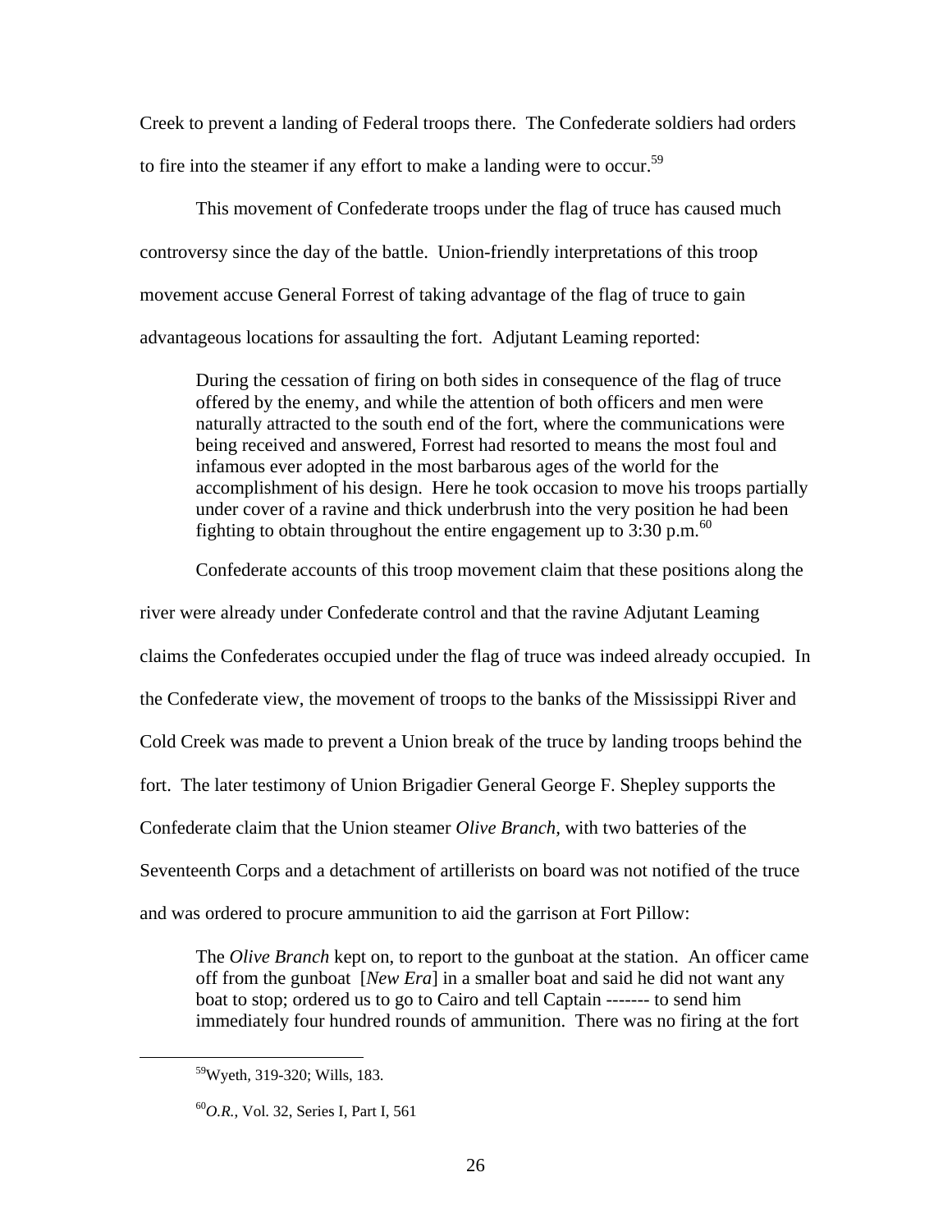Creek to prevent a landing of Federal troops there. The Confederate soldiers had orders to fire into the steamer if any effort to make a landing were to occur.[59]

This movement of Confederate troops under the flag of truce has caused much controversy since the day of the battle. Union-friendly interpretations of this troop movement accuse General Forrest of taking advantage of the flag of truce to gain advantageous locations for assaulting the fort. Adjutant Leaming reported:

> During the cessation of firing on both sides in consequence of the flag of truce offered by the enemy, and while the attention of both officers and men were naturally attracted to the south end of the fort, where the communications were being received and answered, Forrest had resorted to means the most foul and infamous ever adopted in the most barbarous ages of the world for the accomplishment of his design. Here he took occasion to move his troops partially under cover of a ravine and thick underbrush into the very position he had been fighting to obtain throughout the entire engagement up to 3:30 p.m.[60]

Confederate accounts of this troop movement claim that these positions along the river were already under Confederate control and that the ravine Adjutant Leaming claims the Confederates occupied under the flag of truce was indeed already occupied. In the Confederate view, the movement of troops to the banks of the Mississippi River and Cold Creek was made to prevent a Union break of the truce by landing troops behind the fort. The later testimony of Union Brigadier General George F. Shepley supports the Confederate claim that the Union steamer *Olive Branch,* with two batteries of the Seventeenth Corps and a detachment of artillerists on board was not notified of the truce and was ordered to procure ammunition to aid the garrison at Fort Pillow:

> The *Olive Branch* kept on, to report to the gunboat at the station. An officer came off from the gunboat [*New Era*] in a smaller boat and said he did not want any boat to stop; ordered us to go to Cairo and tell Captain ------- to send him immediately four hundred rounds of ammunition. There was no firing at the fort

---

[59] Wyeth, 319-320; Wills, 183.

[60] *O.R.*, Vol. 32, Series I, Part I, 561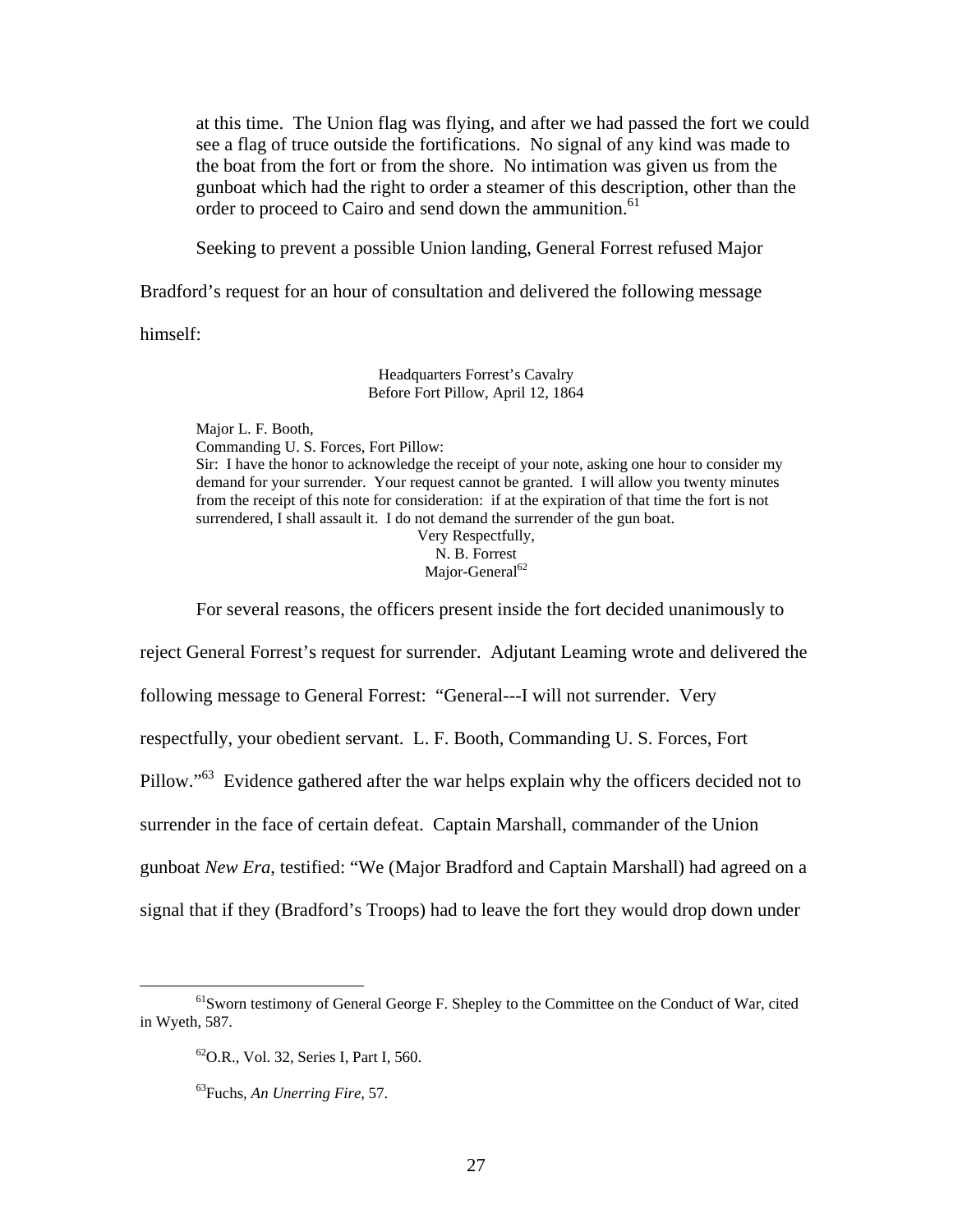> at this time. The Union flag was flying, and after we had passed the fort we could see a flag of truce outside the fortifications. No signal of any kind was made to the boat from the fort or from the shore. No intimation was given us from the gunboat which had the right to order a steamer of this description, other than the order to proceed to Cairo and send down the ammunition.[61]

Seeking to prevent a possible Union landing, General Forrest refused Major Bradford's request for an hour of consultation and delivered the following message himself:

> Headquarters Forrest's Cavalry
> Before Fort Pillow, April 12, 1864
>
> Major L. F. Booth,
> Commanding U. S. Forces, Fort Pillow:
> Sir: I have the honor to acknowledge the receipt of your note, asking one hour to consider my demand for your surrender. Your request cannot be granted. I will allow you twenty minutes from the receipt of this note for consideration: if at the expiration of that time the fort is not surrendered, I shall assault it. I do not demand the surrender of the gun boat.
>
> Very Respectfully,
> N. B. Forrest
> Major-General[62]

For several reasons, the officers present inside the fort decided unanimously to reject General Forrest's request for surrender. Adjutant Leaming wrote and delivered the following message to General Forrest: "General---I will not surrender. Very respectfully, your obedient servant. L. F. Booth, Commanding U. S. Forces, Fort Pillow."[63] Evidence gathered after the war helps explain why the officers decided not to surrender in the face of certain defeat. Captain Marshall, commander of the Union gunboat *New Era*, testified: "We (Major Bradford and Captain Marshall) had agreed on a signal that if they (Bradford's Troops) had to leave the fort they would drop down under

---

[61] Sworn testimony of General George F. Shepley to the Committee on the Conduct of War, cited in Wyeth, 587.

[62] O.R., Vol. 32, Series I, Part I, 560.

[63] Fuchs, *An Unerring Fire*, 57.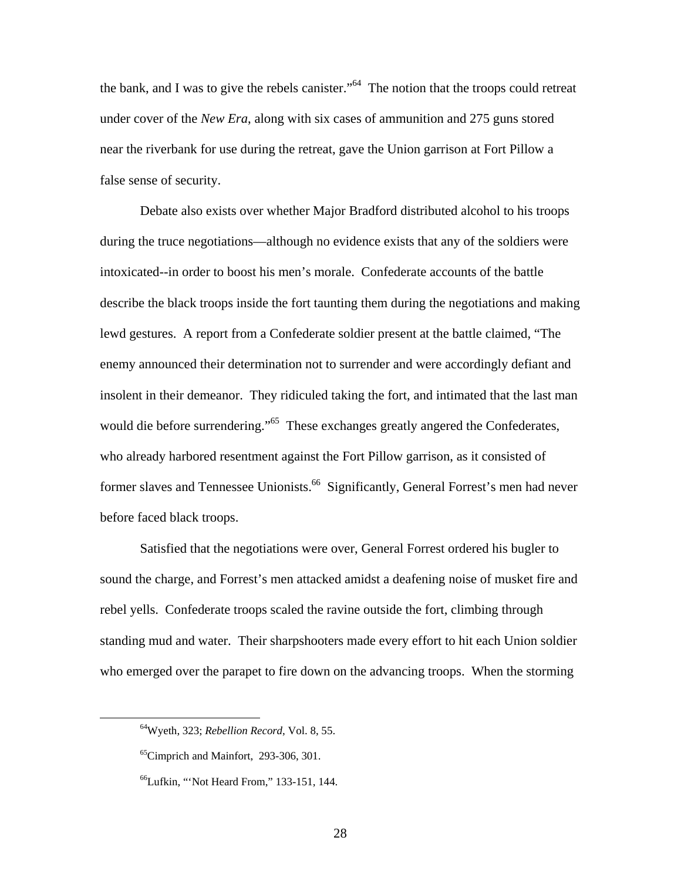the bank, and I was to give the rebels canister."[64] The notion that the troops could retreat under cover of the *New Era*, along with six cases of ammunition and 275 guns stored near the riverbank for use during the retreat, gave the Union garrison at Fort Pillow a false sense of security.

Debate also exists over whether Major Bradford distributed alcohol to his troops during the truce negotiations—although no evidence exists that any of the soldiers were intoxicated--in order to boost his men's morale. Confederate accounts of the battle describe the black troops inside the fort taunting them during the negotiations and making lewd gestures. A report from a Confederate soldier present at the battle claimed, "The enemy announced their determination not to surrender and were accordingly defiant and insolent in their demeanor. They ridiculed taking the fort, and intimated that the last man would die before surrendering."[65] These exchanges greatly angered the Confederates, who already harbored resentment against the Fort Pillow garrison, as it consisted of former slaves and Tennessee Unionists.[66] Significantly, General Forrest's men had never before faced black troops.

Satisfied that the negotiations were over, General Forrest ordered his bugler to sound the charge, and Forrest's men attacked amidst a deafening noise of musket fire and rebel yells. Confederate troops scaled the ravine outside the fort, climbing through standing mud and water. Their sharpshooters made every effort to hit each Union soldier who emerged over the parapet to fire down on the advancing troops. When the storming

---

[64] Wyeth, 323; *Rebellion Record*, Vol. 8, 55.

[65] Cimprich and Mainfort, 293-306, 301.

[66] Lufkin, "'Not Heard From," 133-151, 144.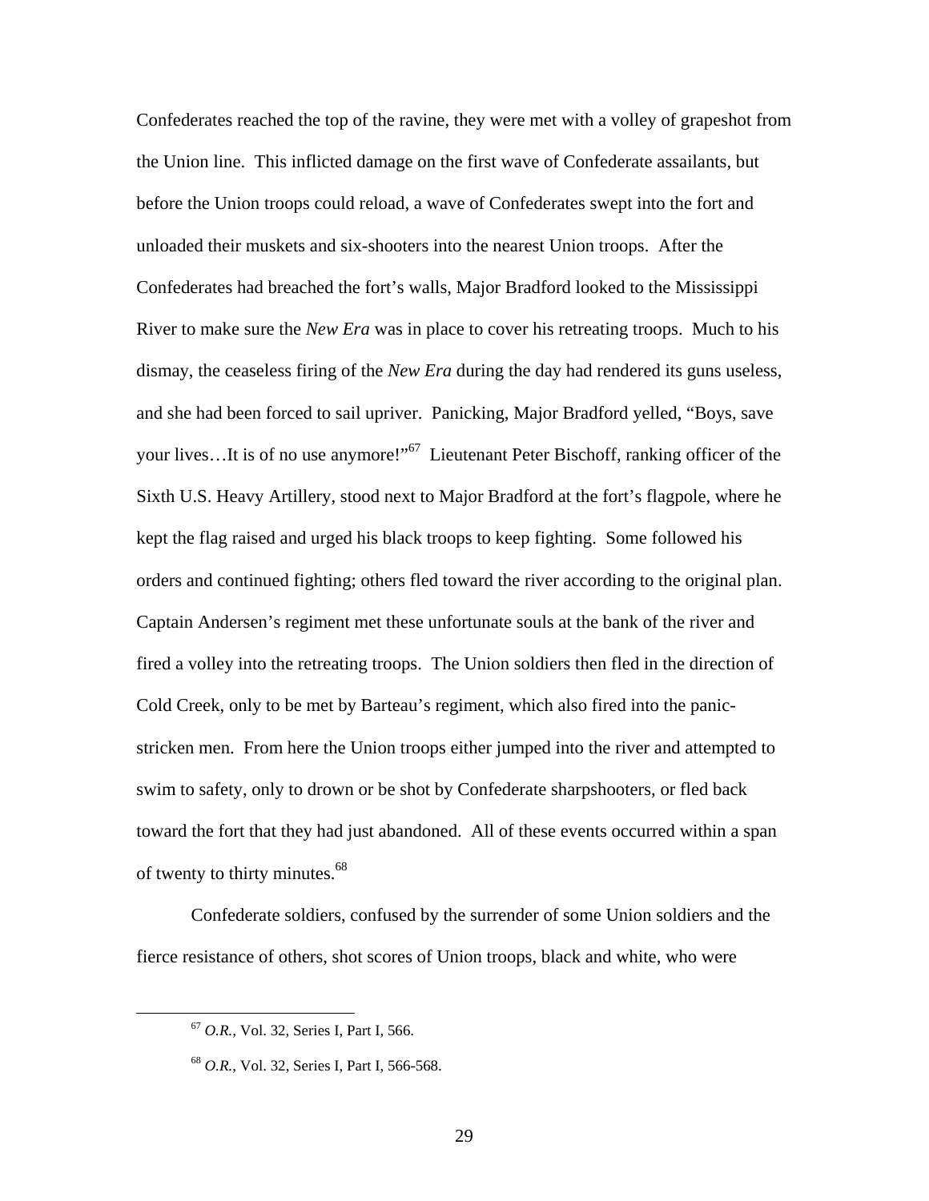Confederates reached the top of the ravine, they were met with a volley of grapeshot from the Union line. This inflicted damage on the first wave of Confederate assailants, but before the Union troops could reload, a wave of Confederates swept into the fort and unloaded their muskets and six-shooters into the nearest Union troops. After the Confederates had breached the fort's walls, Major Bradford looked to the Mississippi River to make sure the *New Era* was in place to cover his retreating troops. Much to his dismay, the ceaseless firing of the *New Era* during the day had rendered its guns useless, and she had been forced to sail upriver. Panicking, Major Bradford yelled, "Boys, save your lives…It is of no use anymore!"[67] Lieutenant Peter Bischoff, ranking officer of the Sixth U.S. Heavy Artillery, stood next to Major Bradford at the fort's flagpole, where he kept the flag raised and urged his black troops to keep fighting. Some followed his orders and continued fighting; others fled toward the river according to the original plan. Captain Andersen's regiment met these unfortunate souls at the bank of the river and fired a volley into the retreating troops. The Union soldiers then fled in the direction of Cold Creek, only to be met by Barteau's regiment, which also fired into the panic-stricken men. From here the Union troops either jumped into the river and attempted to swim to safety, only to drown or be shot by Confederate sharpshooters, or fled back toward the fort that they had just abandoned. All of these events occurred within a span of twenty to thirty minutes.[68]

Confederate soldiers, confused by the surrender of some Union soldiers and the fierce resistance of others, shot scores of Union troops, black and white, who were

---

[67] *O.R.*, Vol. 32, Series I, Part I, 566.

[68] *O.R.*, Vol. 32, Series I, Part I, 566-568.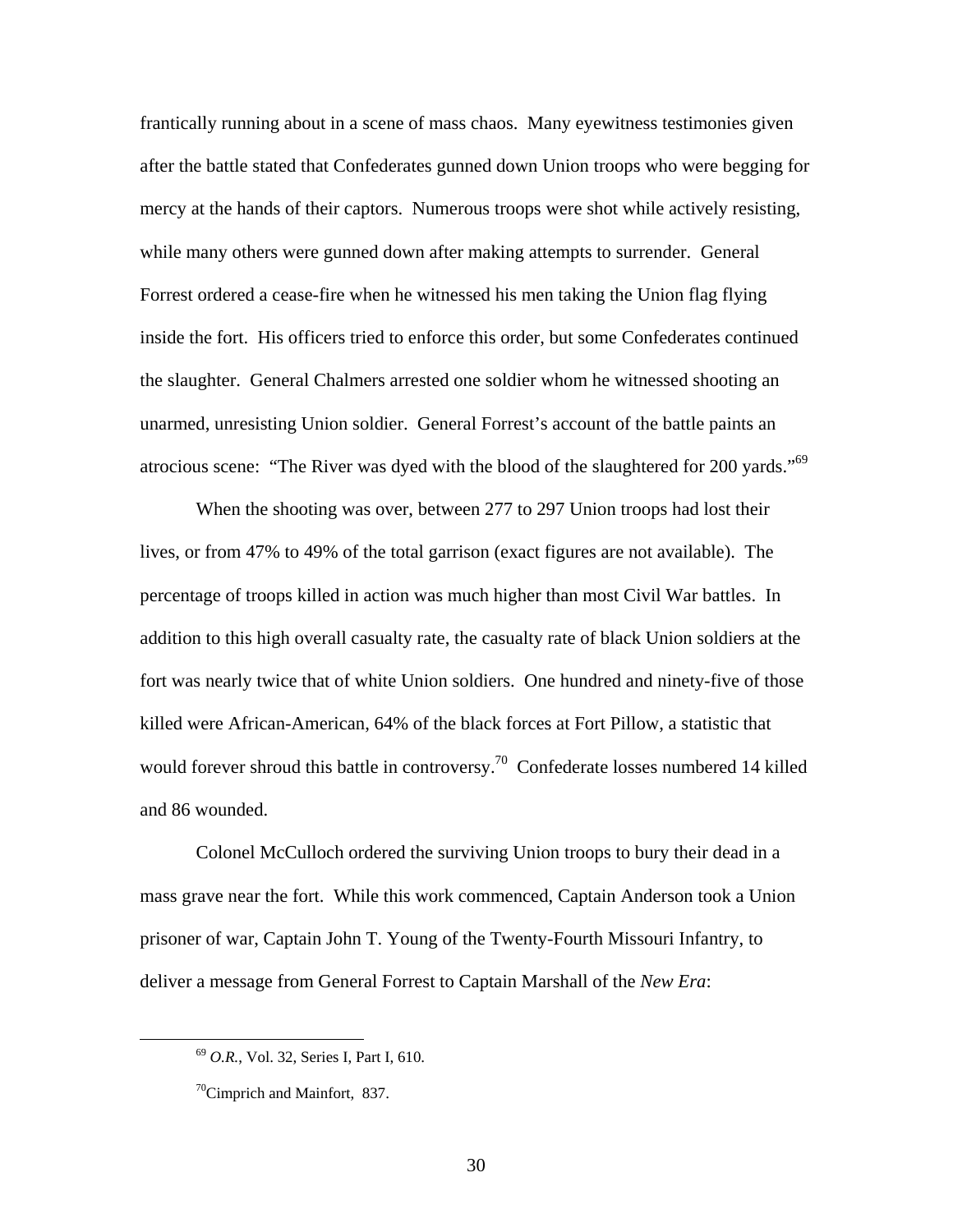frantically running about in a scene of mass chaos. Many eyewitness testimonies given after the battle stated that Confederates gunned down Union troops who were begging for mercy at the hands of their captors. Numerous troops were shot while actively resisting, while many others were gunned down after making attempts to surrender. General Forrest ordered a cease-fire when he witnessed his men taking the Union flag flying inside the fort. His officers tried to enforce this order, but some Confederates continued the slaughter. General Chalmers arrested one soldier whom he witnessed shooting an unarmed, unresisting Union soldier. General Forrest's account of the battle paints an atrocious scene: "The River was dyed with the blood of the slaughtered for 200 yards."[69]

When the shooting was over, between 277 to 297 Union troops had lost their lives, or from 47% to 49% of the total garrison (exact figures are not available). The percentage of troops killed in action was much higher than most Civil War battles. In addition to this high overall casualty rate, the casualty rate of black Union soldiers at the fort was nearly twice that of white Union soldiers. One hundred and ninety-five of those killed were African-American, 64% of the black forces at Fort Pillow, a statistic that would forever shroud this battle in controversy.[70] Confederate losses numbered 14 killed and 86 wounded.

Colonel McCulloch ordered the surviving Union troops to bury their dead in a mass grave near the fort. While this work commenced, Captain Anderson took a Union prisoner of war, Captain John T. Young of the Twenty-Fourth Missouri Infantry, to deliver a message from General Forrest to Captain Marshall of the *New Era*:

---

[69] *O.R.*, Vol. 32, Series I, Part I, 610.

[70] Cimprich and Mainfort, 837.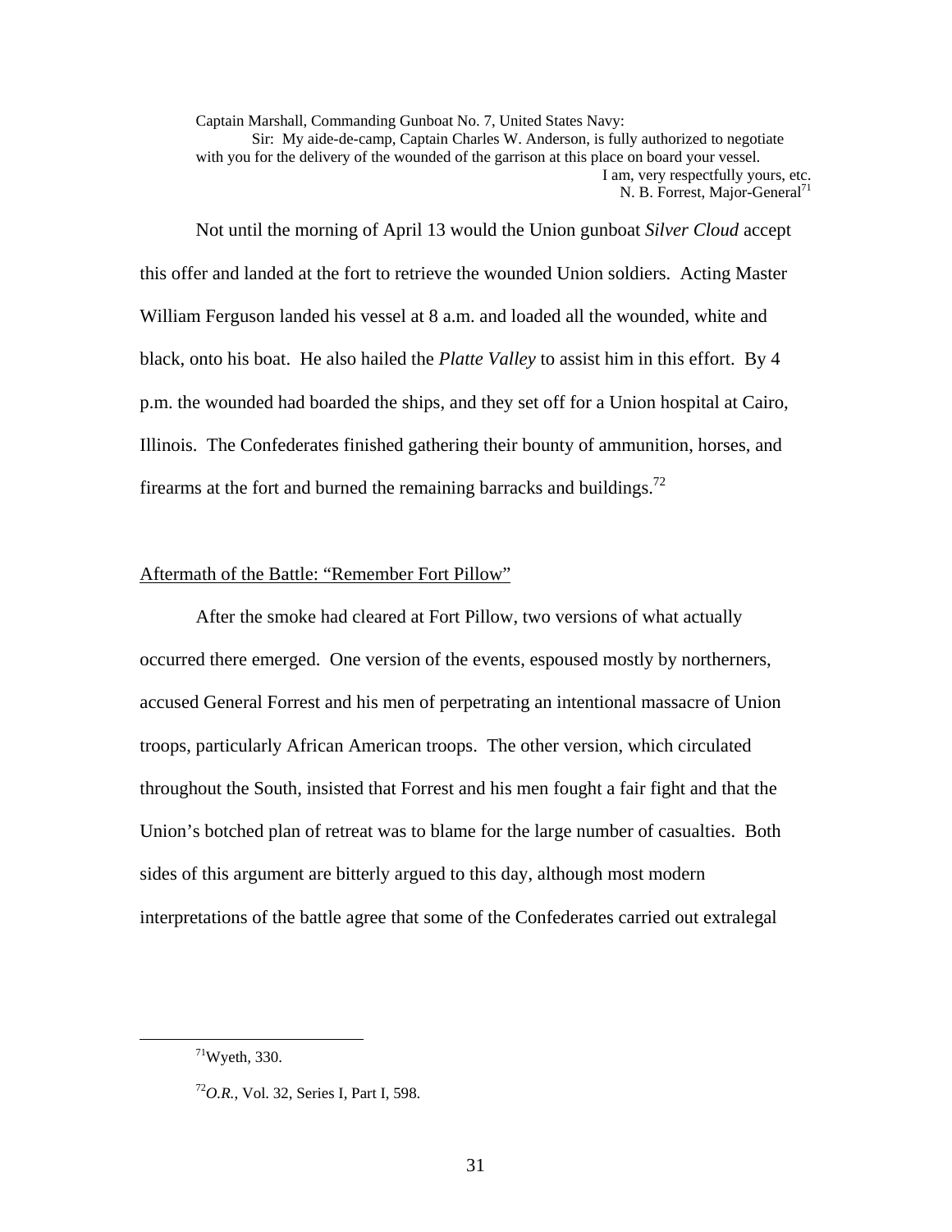Captain Marshall, Commanding Gunboat No. 7, United States Navy:
Sir: My aide-de-camp, Captain Charles W. Anderson, is fully authorized to negotiate with you for the delivery of the wounded of the garrison at this place on board your vessel.
I am, very respectfully yours, etc.
N. B. Forrest, Major-General[71]

Not until the morning of April 13 would the Union gunboat *Silver Cloud* accept this offer and landed at the fort to retrieve the wounded Union soldiers. Acting Master William Ferguson landed his vessel at 8 a.m. and loaded all the wounded, white and black, onto his boat. He also hailed the *Platte Valley* to assist him in this effort. By 4 p.m. the wounded had boarded the ships, and they set off for a Union hospital at Cairo, Illinois. The Confederates finished gathering their bounty of ammunition, horses, and firearms at the fort and burned the remaining barracks and buildings.[72]

## Aftermath of the Battle: "Remember Fort Pillow"

After the smoke had cleared at Fort Pillow, two versions of what actually occurred there emerged. One version of the events, espoused mostly by northerners, accused General Forrest and his men of perpetrating an intentional massacre of Union troops, particularly African American troops. The other version, which circulated throughout the South, insisted that Forrest and his men fought a fair fight and that the Union's botched plan of retreat was to blame for the large number of casualties. Both sides of this argument are bitterly argued to this day, although most modern interpretations of the battle agree that some of the Confederates carried out extralegal

---

[71] Wyeth, 330.

[72] *O.R.*, Vol. 32, Series I, Part I, 598.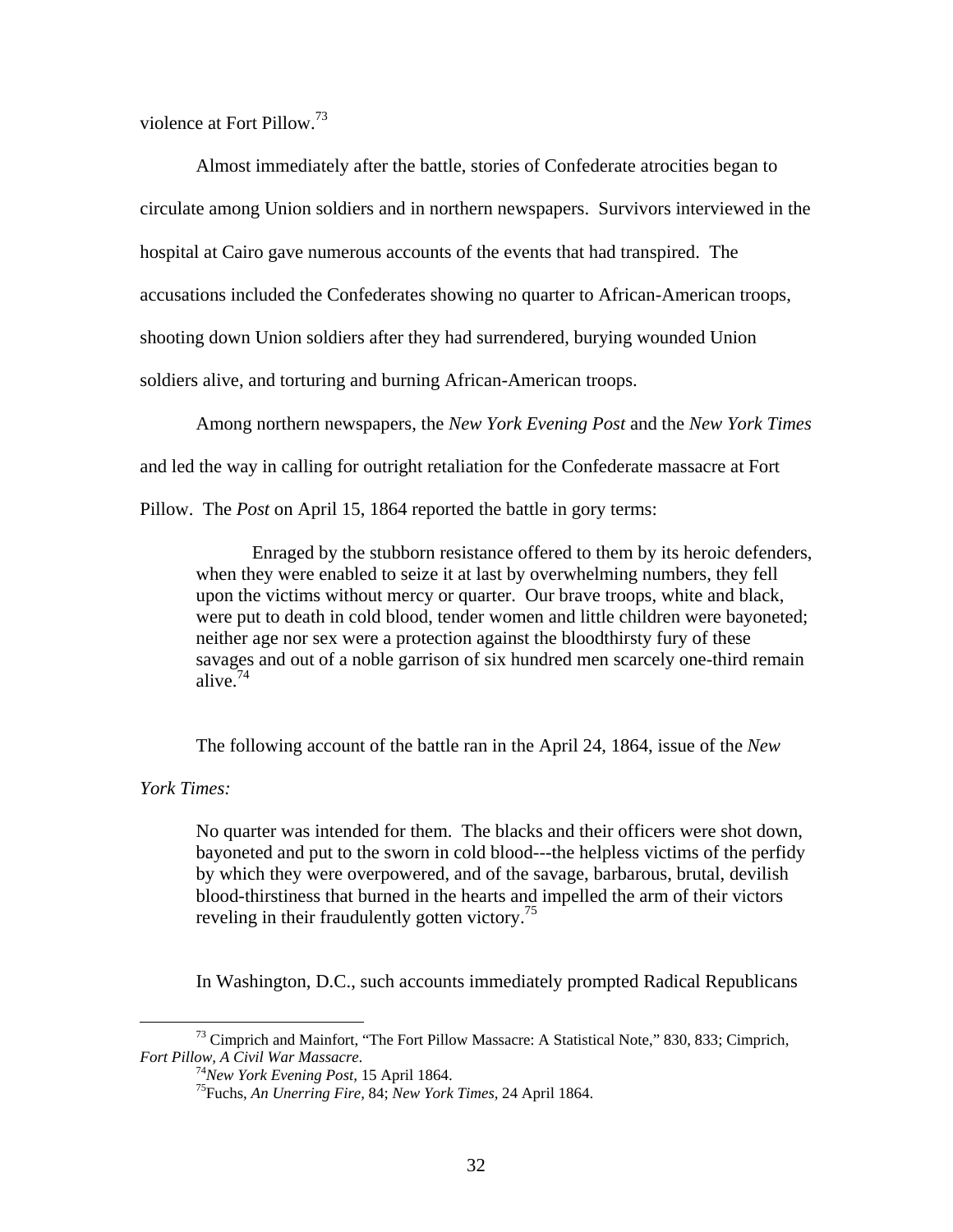violence at Fort Pillow.[73]

Almost immediately after the battle, stories of Confederate atrocities began to circulate among Union soldiers and in northern newspapers. Survivors interviewed in the hospital at Cairo gave numerous accounts of the events that had transpired. The accusations included the Confederates showing no quarter to African-American troops, shooting down Union soldiers after they had surrendered, burying wounded Union soldiers alive, and torturing and burning African-American troops.

Among northern newspapers, the *New York Evening Post* and the *New York Times* and led the way in calling for outright retaliation for the Confederate massacre at Fort Pillow. The *Post* on April 15, 1864 reported the battle in gory terms:

> Enraged by the stubborn resistance offered to them by its heroic defenders, when they were enabled to seize it at last by overwhelming numbers, they fell upon the victims without mercy or quarter. Our brave troops, white and black, were put to death in cold blood, tender women and little children were bayoneted; neither age nor sex were a protection against the bloodthirsty fury of these savages and out of a noble garrison of six hundred men scarcely one-third remain alive.[74]

The following account of the battle ran in the April 24, 1864, issue of the *New York Times:*

> No quarter was intended for them. The blacks and their officers were shot down, bayoneted and put to the sworn in cold blood---the helpless victims of the perfidy by which they were overpowered, and of the savage, barbarous, brutal, devilish blood-thirstiness that burned in the hearts and impelled the arm of their victors reveling in their fraudulently gotten victory.[75]

In Washington, D.C., such accounts immediately prompted Radical Republicans

---

[73] Cimprich and Mainfort, "The Fort Pillow Massacre: A Statistical Note," 830, 833; Cimprich, *Fort Pillow, A Civil War Massacre.*

[74] *New York Evening Post*, 15 April 1864.

[75] Fuchs, *An Unerring Fire,* 84; *New York Times,* 24 April 1864.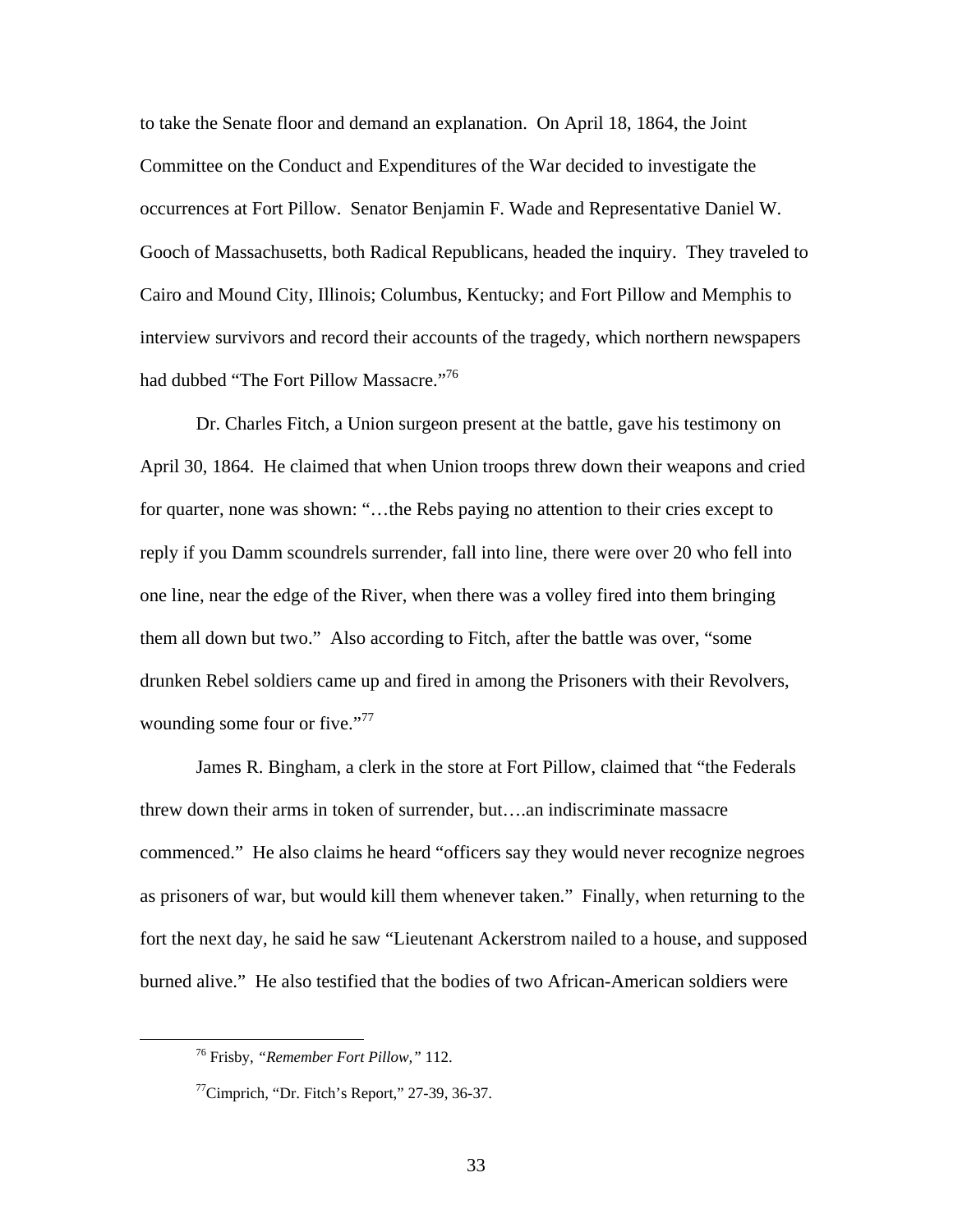to take the Senate floor and demand an explanation. On April 18, 1864, the Joint Committee on the Conduct and Expenditures of the War decided to investigate the occurrences at Fort Pillow. Senator Benjamin F. Wade and Representative Daniel W. Gooch of Massachusetts, both Radical Republicans, headed the inquiry. They traveled to Cairo and Mound City, Illinois; Columbus, Kentucky; and Fort Pillow and Memphis to interview survivors and record their accounts of the tragedy, which northern newspapers had dubbed "The Fort Pillow Massacre."[76]

Dr. Charles Fitch, a Union surgeon present at the battle, gave his testimony on April 30, 1864. He claimed that when Union troops threw down their weapons and cried for quarter, none was shown: "…the Rebs paying no attention to their cries except to reply if you Damm scoundrels surrender, fall into line, there were over 20 who fell into one line, near the edge of the River, when there was a volley fired into them bringing them all down but two." Also according to Fitch, after the battle was over, "some drunken Rebel soldiers came up and fired in among the Prisoners with their Revolvers, wounding some four or five."[77]

James R. Bingham, a clerk in the store at Fort Pillow, claimed that "the Federals threw down their arms in token of surrender, but….an indiscriminate massacre commenced." He also claims he heard "officers say they would never recognize negroes as prisoners of war, but would kill them whenever taken." Finally, when returning to the fort the next day, he said he saw "Lieutenant Ackerstrom nailed to a house, and supposed burned alive." He also testified that the bodies of two African-American soldiers were

[76] Frisby, *"Remember Fort Pillow,"* 112.

[77] Cimprich, "Dr. Fitch's Report," 27-39, 36-37.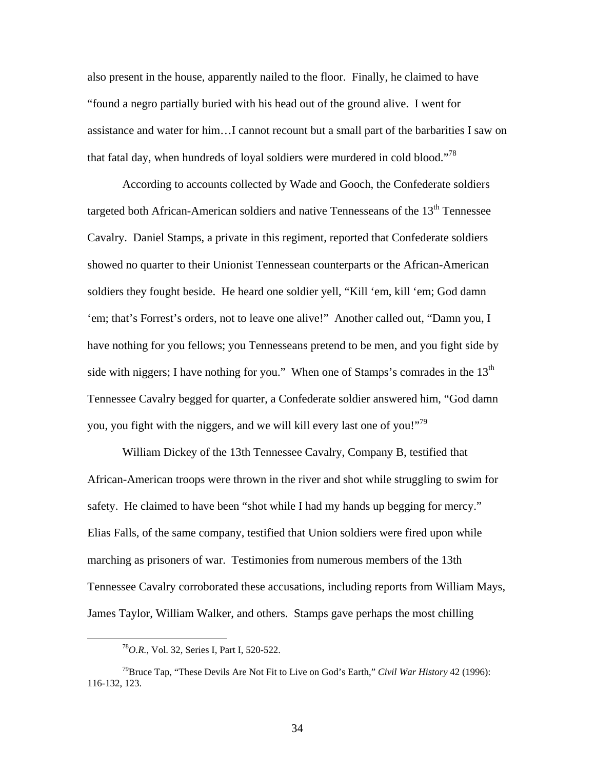also present in the house, apparently nailed to the floor. Finally, he claimed to have "found a negro partially buried with his head out of the ground alive. I went for assistance and water for him…I cannot recount but a small part of the barbarities I saw on that fatal day, when hundreds of loyal soldiers were murdered in cold blood."[78]

According to accounts collected by Wade and Gooch, the Confederate soldiers targeted both African-American soldiers and native Tennesseans of the 13th Tennessee Cavalry. Daniel Stamps, a private in this regiment, reported that Confederate soldiers showed no quarter to their Unionist Tennessean counterparts or the African-American soldiers they fought beside. He heard one soldier yell, "Kill 'em, kill 'em; God damn 'em; that's Forrest's orders, not to leave one alive!" Another called out, "Damn you, I have nothing for you fellows; you Tennesseans pretend to be men, and you fight side by side with niggers; I have nothing for you." When one of Stamps's comrades in the 13th Tennessee Cavalry begged for quarter, a Confederate soldier answered him, "God damn you, you fight with the niggers, and we will kill every last one of you!"[79]

William Dickey of the 13th Tennessee Cavalry, Company B, testified that African-American troops were thrown in the river and shot while struggling to swim for safety. He claimed to have been "shot while I had my hands up begging for mercy." Elias Falls, of the same company, testified that Union soldiers were fired upon while marching as prisoners of war. Testimonies from numerous members of the 13th Tennessee Cavalry corroborated these accusations, including reports from William Mays, James Taylor, William Walker, and others. Stamps gave perhaps the most chilling

---

[78] *O.R.*, Vol. 32, Series I, Part I, 520-522.

[79] Bruce Tap, "These Devils Are Not Fit to Live on God's Earth," *Civil War History* 42 (1996): 116-132, 123.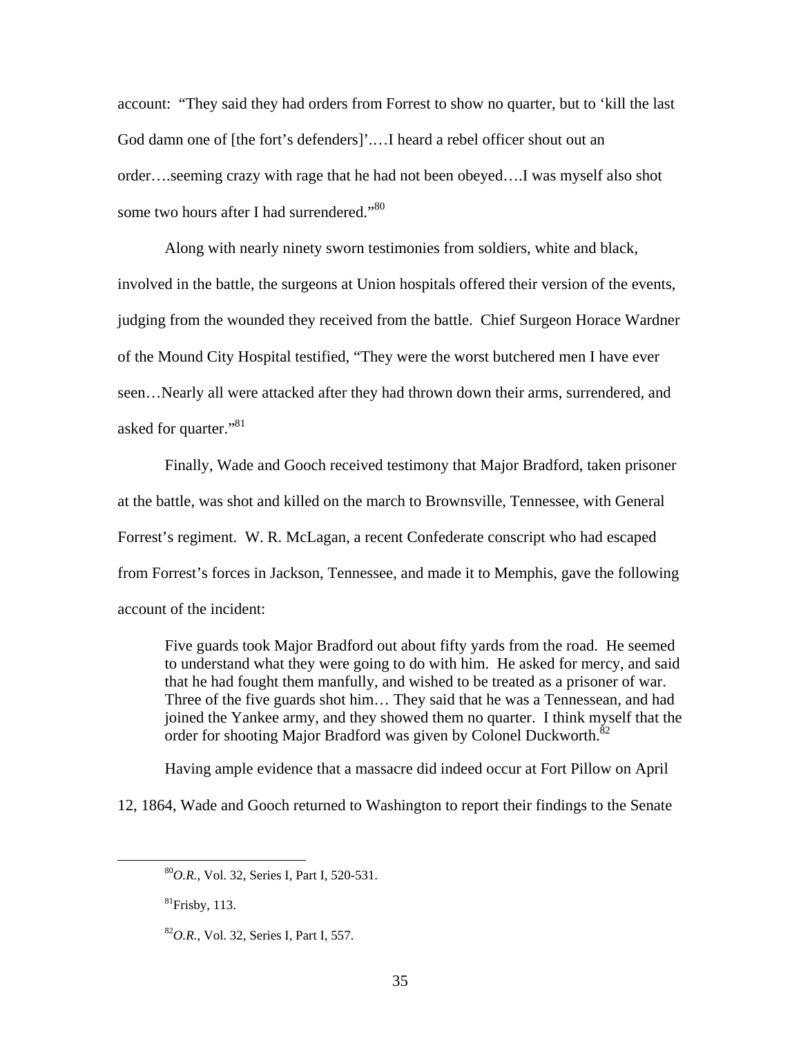account: "They said they had orders from Forrest to show no quarter, but to 'kill the last God damn one of [the fort's defenders]'.…I heard a rebel officer shout out an order….seeming crazy with rage that he had not been obeyed….I was myself also shot some two hours after I had surrendered."[80]

Along with nearly ninety sworn testimonies from soldiers, white and black, involved in the battle, the surgeons at Union hospitals offered their version of the events, judging from the wounded they received from the battle. Chief Surgeon Horace Wardner of the Mound City Hospital testified, "They were the worst butchered men I have ever seen…Nearly all were attacked after they had thrown down their arms, surrendered, and asked for quarter."[81]

Finally, Wade and Gooch received testimony that Major Bradford, taken prisoner at the battle, was shot and killed on the march to Brownsville, Tennessee, with General Forrest's regiment. W. R. McLagan, a recent Confederate conscript who had escaped from Forrest's forces in Jackson, Tennessee, and made it to Memphis, gave the following account of the incident:

> Five guards took Major Bradford out about fifty yards from the road. He seemed to understand what they were going to do with him. He asked for mercy, and said that he had fought them manfully, and wished to be treated as a prisoner of war. Three of the five guards shot him… They said that he was a Tennessean, and had joined the Yankee army, and they showed them no quarter. I think myself that the order for shooting Major Bradford was given by Colonel Duckworth.[82]

Having ample evidence that a massacre did indeed occur at Fort Pillow on April 12, 1864, Wade and Gooch returned to Washington to report their findings to the Senate

---

[80]*O.R.*, Vol. 32, Series I, Part I, 520-531.

[81]Frisby, 113.

[82]*O.R.*, Vol. 32, Series I, Part I, 557.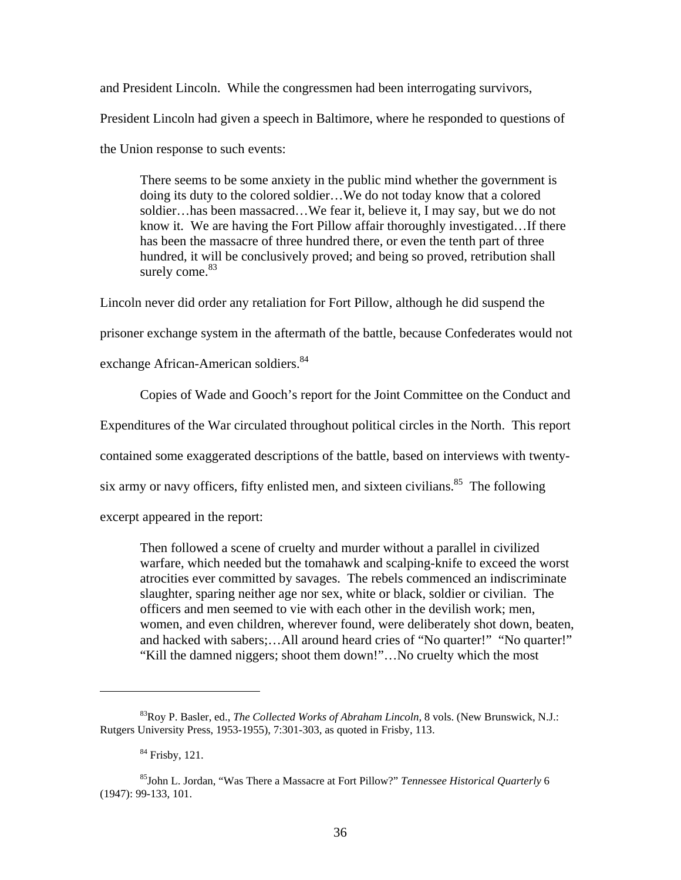and President Lincoln. While the congressmen had been interrogating survivors, President Lincoln had given a speech in Baltimore, where he responded to questions of the Union response to such events:

> There seems to be some anxiety in the public mind whether the government is doing its duty to the colored soldier…We do not today know that a colored soldier…has been massacred…We fear it, believe it, I may say, but we do not know it. We are having the Fort Pillow affair thoroughly investigated…If there has been the massacre of three hundred there, or even the tenth part of three hundred, it will be conclusively proved; and being so proved, retribution shall surely come.[83]

Lincoln never did order any retaliation for Fort Pillow, although he did suspend the prisoner exchange system in the aftermath of the battle, because Confederates would not exchange African-American soldiers.[84]

Copies of Wade and Gooch's report for the Joint Committee on the Conduct and Expenditures of the War circulated throughout political circles in the North. This report contained some exaggerated descriptions of the battle, based on interviews with twenty-six army or navy officers, fifty enlisted men, and sixteen civilians.[85] The following excerpt appeared in the report:

> Then followed a scene of cruelty and murder without a parallel in civilized warfare, which needed but the tomahawk and scalping-knife to exceed the worst atrocities ever committed by savages. The rebels commenced an indiscriminate slaughter, sparing neither age nor sex, white or black, soldier or civilian. The officers and men seemed to vie with each other in the devilish work; men, women, and even children, wherever found, were deliberately shot down, beaten, and hacked with sabers;…All around heard cries of "No quarter!" "No quarter!" "Kill the damned niggers; shoot them down!"…No cruelty which the most

---

[83] Roy P. Basler, ed., *The Collected Works of Abraham Lincoln,* 8 vols. (New Brunswick, N.J.: Rutgers University Press, 1953-1955), 7:301-303, as quoted in Frisby, 113.

[84] Frisby, 121.

[85] John L. Jordan, "Was There a Massacre at Fort Pillow?" *Tennessee Historical Quarterly* 6 (1947): 99-133, 101.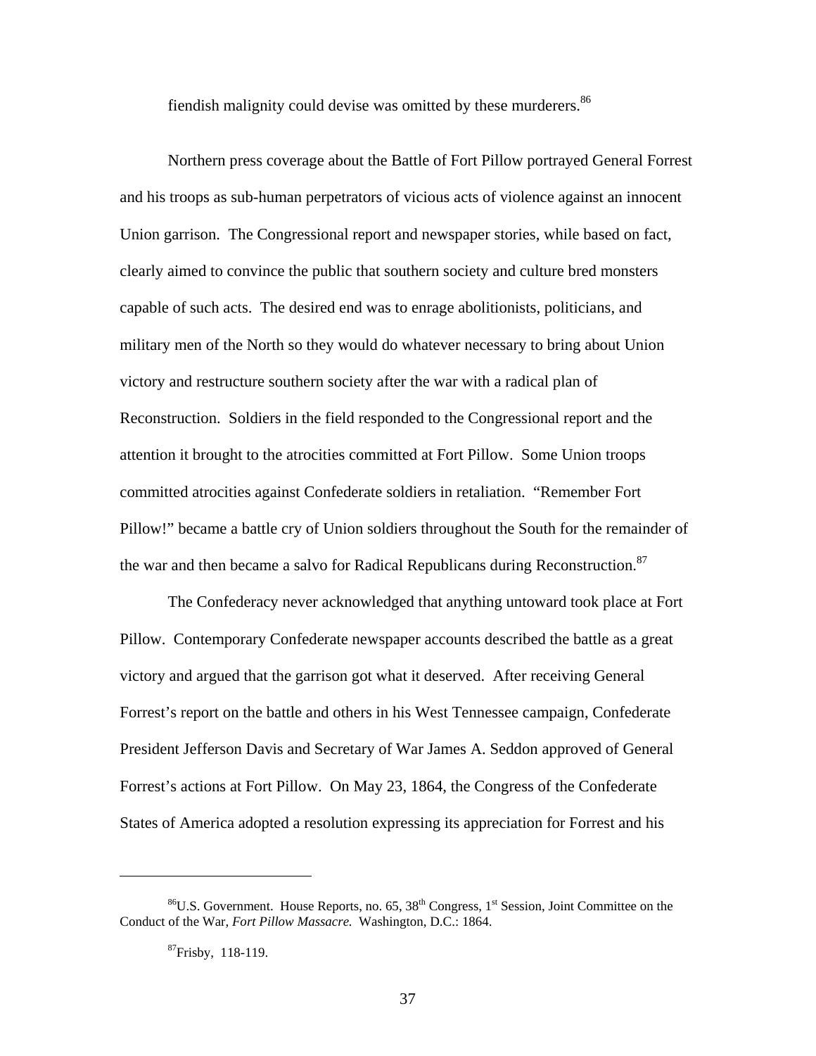fiendish malignity could devise was omitted by these murderers.[86]

Northern press coverage about the Battle of Fort Pillow portrayed General Forrest and his troops as sub-human perpetrators of vicious acts of violence against an innocent Union garrison. The Congressional report and newspaper stories, while based on fact, clearly aimed to convince the public that southern society and culture bred monsters capable of such acts. The desired end was to enrage abolitionists, politicians, and military men of the North so they would do whatever necessary to bring about Union victory and restructure southern society after the war with a radical plan of Reconstruction. Soldiers in the field responded to the Congressional report and the attention it brought to the atrocities committed at Fort Pillow. Some Union troops committed atrocities against Confederate soldiers in retaliation. "Remember Fort Pillow!" became a battle cry of Union soldiers throughout the South for the remainder of the war and then became a salvo for Radical Republicans during Reconstruction.[87]

The Confederacy never acknowledged that anything untoward took place at Fort Pillow. Contemporary Confederate newspaper accounts described the battle as a great victory and argued that the garrison got what it deserved. After receiving General Forrest's report on the battle and others in his West Tennessee campaign, Confederate President Jefferson Davis and Secretary of War James A. Seddon approved of General Forrest's actions at Fort Pillow. On May 23, 1864, the Congress of the Confederate States of America adopted a resolution expressing its appreciation for Forrest and his

---

[86] U.S. Government. House Reports, no. 65, 38th Congress, 1st Session, Joint Committee on the Conduct of the War, *Fort Pillow Massacre.* Washington, D.C.: 1864.

[87] Frisby, 118-119.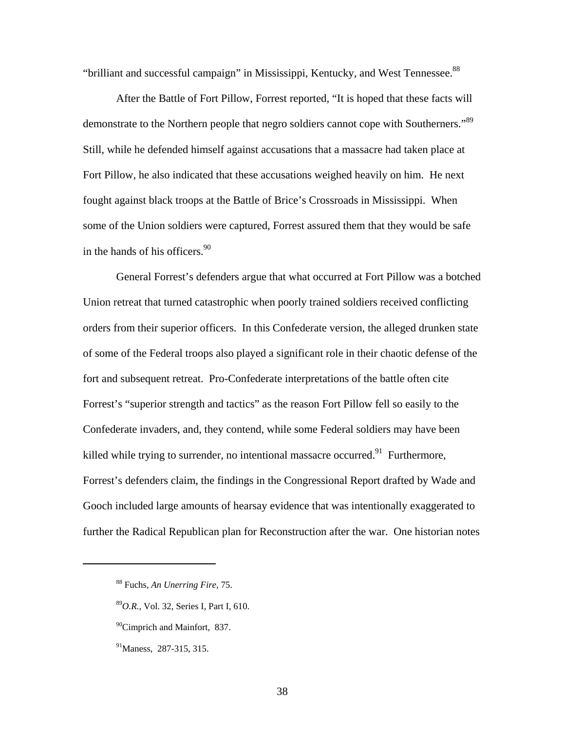"brilliant and successful campaign" in Mississippi, Kentucky, and West Tennessee.[88]

After the Battle of Fort Pillow, Forrest reported, "It is hoped that these facts will demonstrate to the Northern people that negro soldiers cannot cope with Southerners."[89] Still, while he defended himself against accusations that a massacre had taken place at Fort Pillow, he also indicated that these accusations weighed heavily on him. He next fought against black troops at the Battle of Brice's Crossroads in Mississippi. When some of the Union soldiers were captured, Forrest assured them that they would be safe in the hands of his officers.[90]

General Forrest's defenders argue that what occurred at Fort Pillow was a botched Union retreat that turned catastrophic when poorly trained soldiers received conflicting orders from their superior officers. In this Confederate version, the alleged drunken state of some of the Federal troops also played a significant role in their chaotic defense of the fort and subsequent retreat. Pro-Confederate interpretations of the battle often cite Forrest's "superior strength and tactics" as the reason Fort Pillow fell so easily to the Confederate invaders, and, they contend, while some Federal soldiers may have been killed while trying to surrender, no intentional massacre occurred.[91] Furthermore, Forrest's defenders claim, the findings in the Congressional Report drafted by Wade and Gooch included large amounts of hearsay evidence that was intentionally exaggerated to further the Radical Republican plan for Reconstruction after the war. One historian notes

---

[88] Fuchs, *An Unerring Fire,* 75.

[89] *O.R.*, Vol. 32, Series I, Part I, 610.

[90] Cimprich and Mainfort, 837.

[91] Maness, 287-315, 315.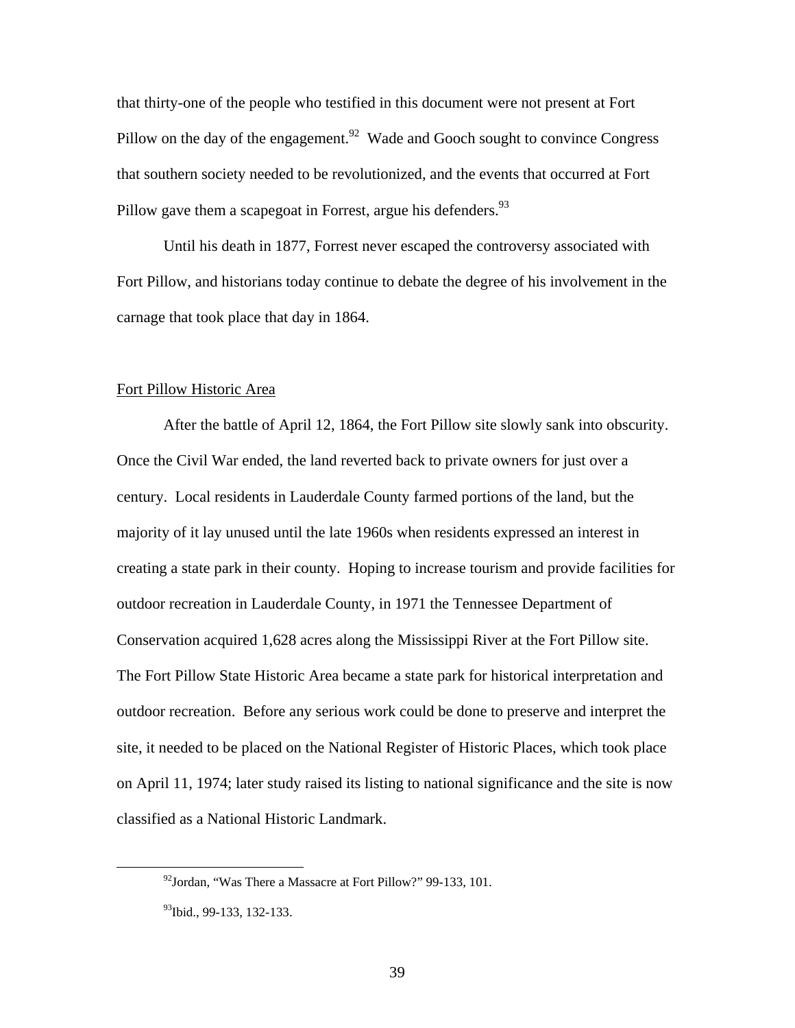that thirty-one of the people who testified in this document were not present at Fort Pillow on the day of the engagement.[92] Wade and Gooch sought to convince Congress that southern society needed to be revolutionized, and the events that occurred at Fort Pillow gave them a scapegoat in Forrest, argue his defenders.[93]

Until his death in 1877, Forrest never escaped the controversy associated with Fort Pillow, and historians today continue to debate the degree of his involvement in the carnage that took place that day in 1864.

## Fort Pillow Historic Area

After the battle of April 12, 1864, the Fort Pillow site slowly sank into obscurity. Once the Civil War ended, the land reverted back to private owners for just over a century. Local residents in Lauderdale County farmed portions of the land, but the majority of it lay unused until the late 1960s when residents expressed an interest in creating a state park in their county. Hoping to increase tourism and provide facilities for outdoor recreation in Lauderdale County, in 1971 the Tennessee Department of Conservation acquired 1,628 acres along the Mississippi River at the Fort Pillow site. The Fort Pillow State Historic Area became a state park for historical interpretation and outdoor recreation. Before any serious work could be done to preserve and interpret the site, it needed to be placed on the National Register of Historic Places, which took place on April 11, 1974; later study raised its listing to national significance and the site is now classified as a National Historic Landmark.

---

[92] Jordan, "Was There a Massacre at Fort Pillow?" 99-133, 101.

[93] Ibid., 99-133, 132-133.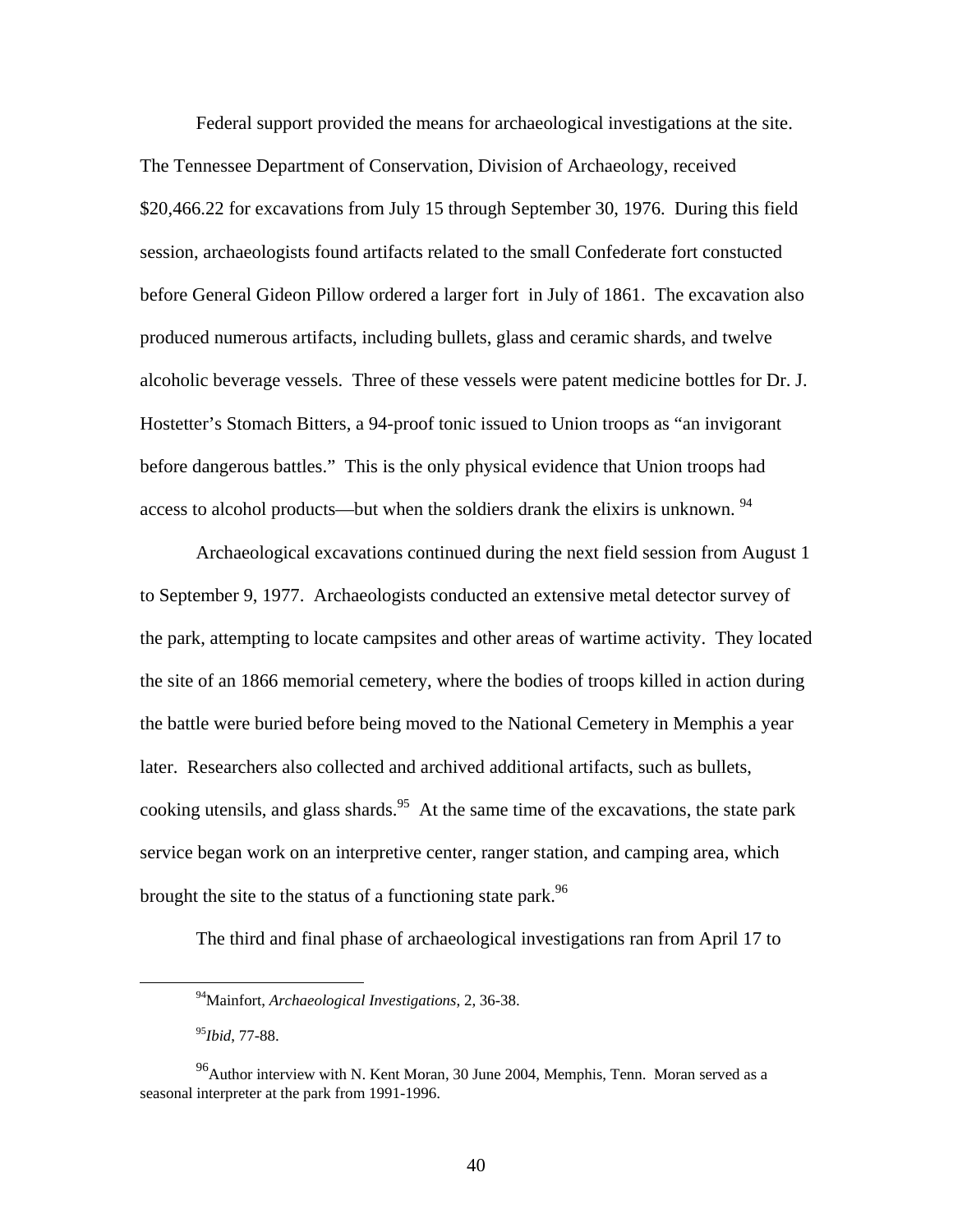Federal support provided the means for archaeological investigations at the site. The Tennessee Department of Conservation, Division of Archaeology, received $20,466.22 for excavations from July 15 through September 30, 1976. During this field session, archaeologists found artifacts related to the small Confederate fort constucted before General Gideon Pillow ordered a larger fort in July of 1861. The excavation also produced numerous artifacts, including bullets, glass and ceramic shards, and twelve alcoholic beverage vessels. Three of these vessels were patent medicine bottles for Dr. J. Hostetter's Stomach Bitters, a 94-proof tonic issued to Union troops as "an invigorant before dangerous battles." This is the only physical evidence that Union troops had access to alcohol products—but when the soldiers drank the elixirs is unknown. [94]

Archaeological excavations continued during the next field session from August 1 to September 9, 1977. Archaeologists conducted an extensive metal detector survey of the park, attempting to locate campsites and other areas of wartime activity. They located the site of an 1866 memorial cemetery, where the bodies of troops killed in action during the battle were buried before being moved to the National Cemetery in Memphis a year later. Researchers also collected and archived additional artifacts, such as bullets, cooking utensils, and glass shards.[95] At the same time of the excavations, the state park service began work on an interpretive center, ranger station, and camping area, which brought the site to the status of a functioning state park.[96]

The third and final phase of archaeological investigations ran from April 17 to

---

[94]Mainfort, *Archaeological Investigations*, 2, 36-38.

[95]*Ibid*, 77-88.

[96]Author interview with N. Kent Moran, 30 June 2004, Memphis, Tenn. Moran served as a seasonal interpreter at the park from 1991-1996.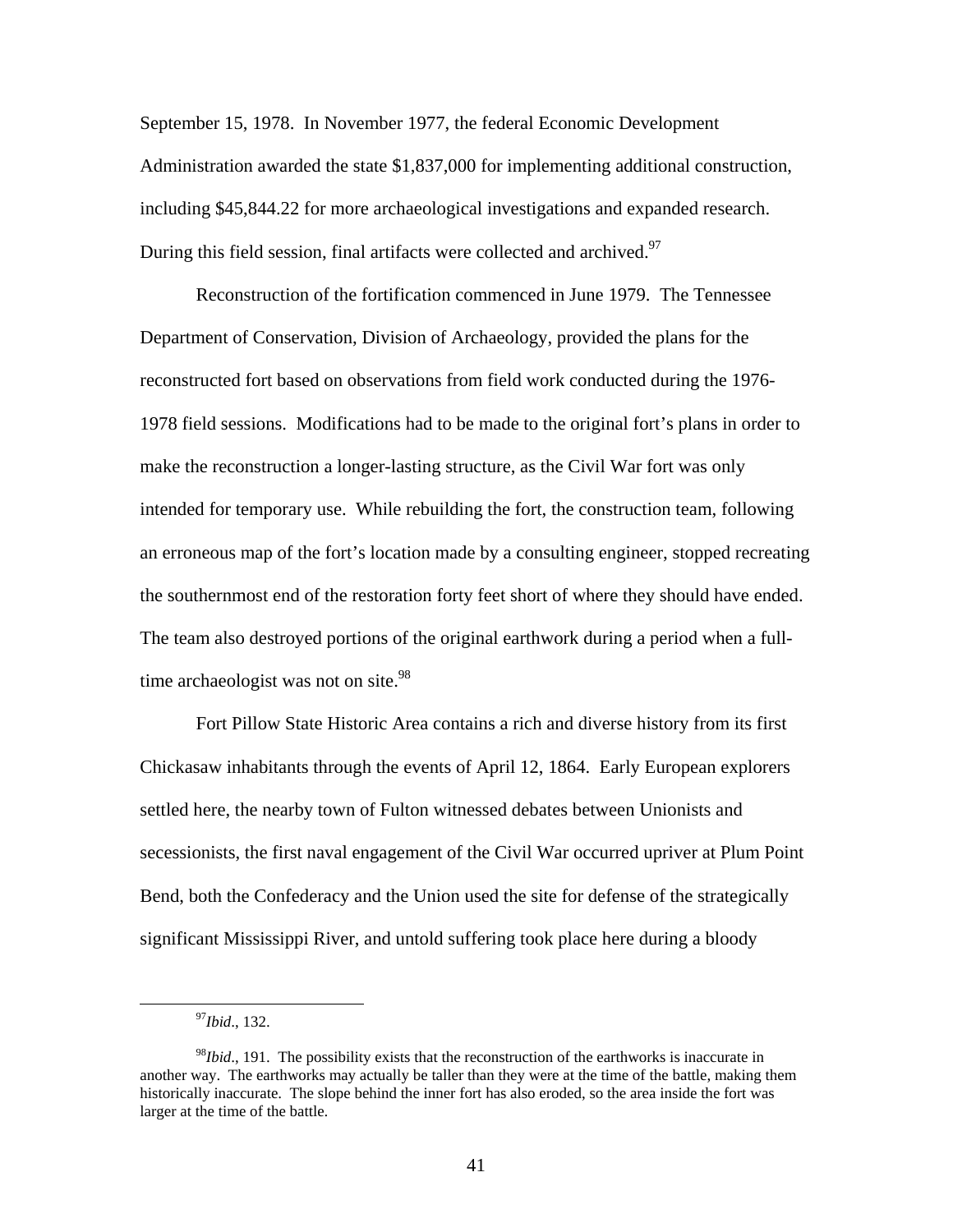September 15, 1978. In November 1977, the federal Economic Development Administration awarded the state $1,837,000 for implementing additional construction, including $45,844.22 for more archaeological investigations and expanded research. During this field session, final artifacts were collected and archived.[97]

Reconstruction of the fortification commenced in June 1979. The Tennessee Department of Conservation, Division of Archaeology, provided the plans for the reconstructed fort based on observations from field work conducted during the 1976-1978 field sessions. Modifications had to be made to the original fort's plans in order to make the reconstruction a longer-lasting structure, as the Civil War fort was only intended for temporary use. While rebuilding the fort, the construction team, following an erroneous map of the fort's location made by a consulting engineer, stopped recreating the southernmost end of the restoration forty feet short of where they should have ended. The team also destroyed portions of the original earthwork during a period when a full-time archaeologist was not on site.[98]

Fort Pillow State Historic Area contains a rich and diverse history from its first Chickasaw inhabitants through the events of April 12, 1864. Early European explorers settled here, the nearby town of Fulton witnessed debates between Unionists and secessionists, the first naval engagement of the Civil War occurred upriver at Plum Point Bend, both the Confederacy and the Union used the site for defense of the strategically significant Mississippi River, and untold suffering took place here during a bloody

---

[97] *Ibid*., 132.

[98] *Ibid*., 191. The possibility exists that the reconstruction of the earthworks is inaccurate in another way. The earthworks may actually be taller than they were at the time of the battle, making them historically inaccurate. The slope behind the inner fort has also eroded, so the area inside the fort was larger at the time of the battle.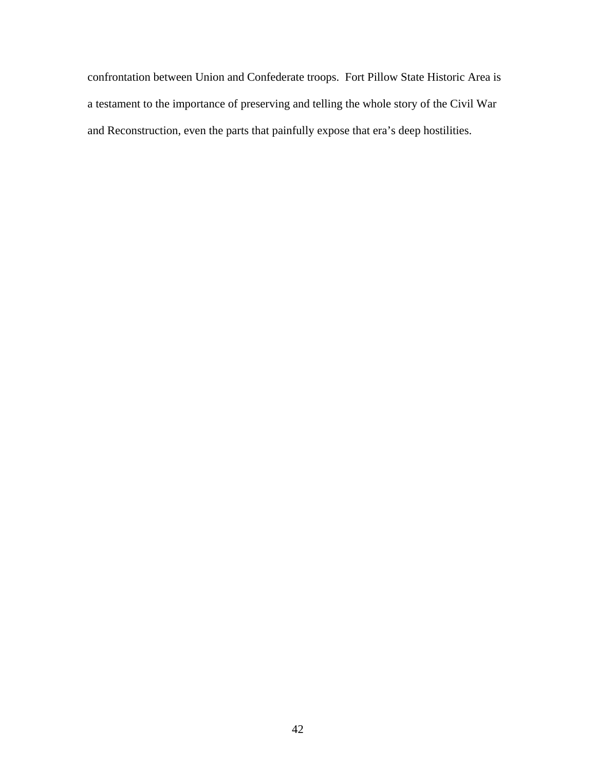confrontation between Union and Confederate troops. Fort Pillow State Historic Area is a testament to the importance of preserving and telling the whole story of the Civil War and Reconstruction, even the parts that painfully expose that era's deep hostilities.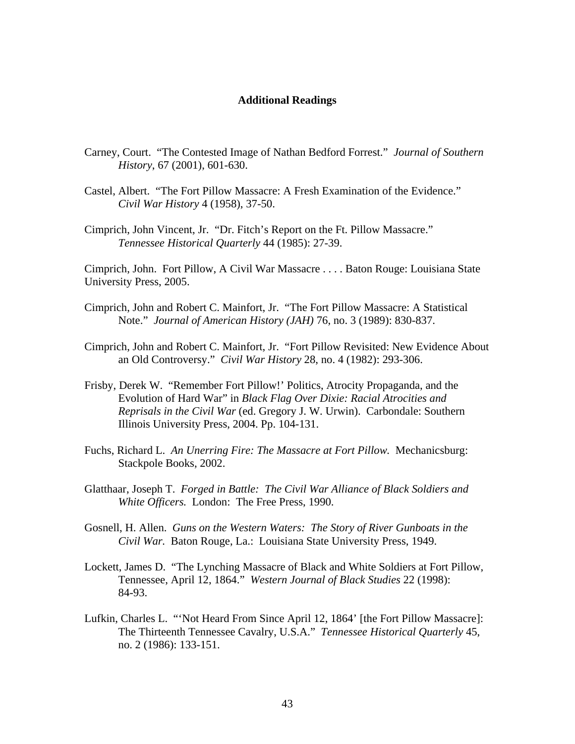## Additional Readings

Carney, Court. "The Contested Image of Nathan Bedford Forrest." *Journal of Southern History*, 67 (2001), 601-630.

Castel, Albert. "The Fort Pillow Massacre: A Fresh Examination of the Evidence." *Civil War History* 4 (1958), 37-50.

Cimprich, John Vincent, Jr. "Dr. Fitch's Report on the Ft. Pillow Massacre." *Tennessee Historical Quarterly* 44 (1985): 27-39.

Cimprich, John. Fort Pillow, A Civil War Massacre . . . . Baton Rouge: Louisiana State University Press, 2005.

Cimprich, John and Robert C. Mainfort, Jr. "The Fort Pillow Massacre: A Statistical Note." *Journal of American History (JAH)* 76, no. 3 (1989): 830-837.

Cimprich, John and Robert C. Mainfort, Jr. "Fort Pillow Revisited: New Evidence About an Old Controversy." *Civil War History* 28, no. 4 (1982): 293-306.

Frisby, Derek W. "Remember Fort Pillow!' Politics, Atrocity Propaganda, and the Evolution of Hard War" in *Black Flag Over Dixie: Racial Atrocities and Reprisals in the Civil War* (ed. Gregory J. W. Urwin). Carbondale: Southern Illinois University Press, 2004. Pp. 104-131.

Fuchs, Richard L. *An Unerring Fire: The Massacre at Fort Pillow.* Mechanicsburg: Stackpole Books, 2002.

Glatthaar, Joseph T. *Forged in Battle: The Civil War Alliance of Black Soldiers and White Officers.* London: The Free Press, 1990.

Gosnell, H. Allen. *Guns on the Western Waters: The Story of River Gunboats in the Civil War.* Baton Rouge, La.: Louisiana State University Press, 1949.

Lockett, James D. "The Lynching Massacre of Black and White Soldiers at Fort Pillow, Tennessee, April 12, 1864." *Western Journal of Black Studies* 22 (1998): 84-93.

Lufkin, Charles L. "'Not Heard From Since April 12, 1864' [the Fort Pillow Massacre]: The Thirteenth Tennessee Cavalry, U.S.A." *Tennessee Historical Quarterly* 45, no. 2 (1986): 133-151.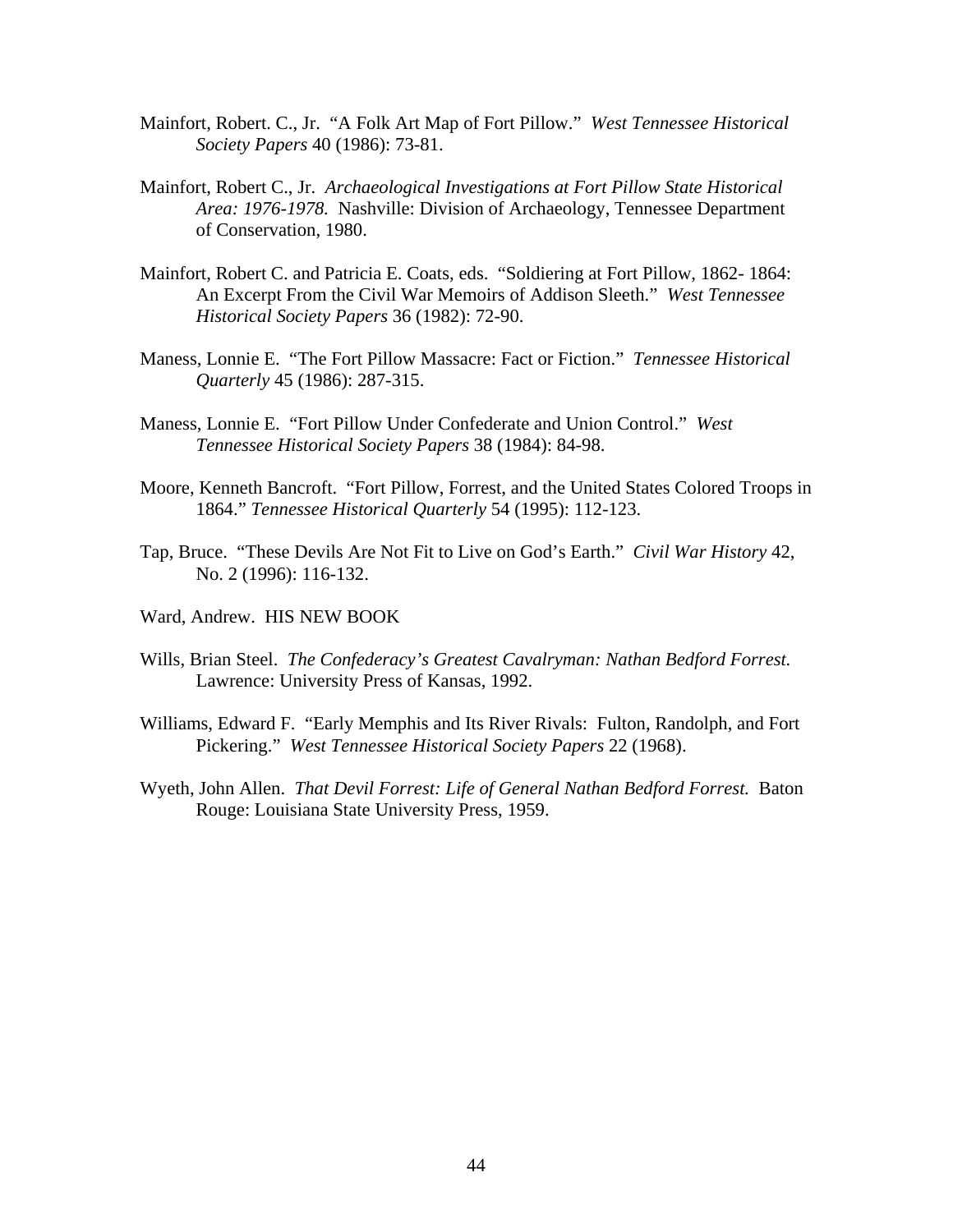Mainfort, Robert. C., Jr. "A Folk Art Map of Fort Pillow." *West Tennessee Historical Society Papers* 40 (1986): 73-81.

Mainfort, Robert C., Jr. *Archaeological Investigations at Fort Pillow State Historical Area: 1976-1978.* Nashville: Division of Archaeology, Tennessee Department of Conservation, 1980.

Mainfort, Robert C. and Patricia E. Coats, eds. "Soldiering at Fort Pillow, 1862- 1864: An Excerpt From the Civil War Memoirs of Addison Sleeth." *West Tennessee Historical Society Papers* 36 (1982): 72-90.

Maness, Lonnie E. "The Fort Pillow Massacre: Fact or Fiction." *Tennessee Historical Quarterly* 45 (1986): 287-315.

Maness, Lonnie E. "Fort Pillow Under Confederate and Union Control." *West Tennessee Historical Society Papers* 38 (1984): 84-98.

Moore, Kenneth Bancroft. "Fort Pillow, Forrest, and the United States Colored Troops in 1864." *Tennessee Historical Quarterly* 54 (1995): 112-123.

Tap, Bruce. "These Devils Are Not Fit to Live on God's Earth." *Civil War History* 42, No. 2 (1996): 116-132.

Ward, Andrew. HIS NEW BOOK

Wills, Brian Steel. *The Confederacy's Greatest Cavalryman: Nathan Bedford Forrest.* Lawrence: University Press of Kansas, 1992.

Williams, Edward F. "Early Memphis and Its River Rivals: Fulton, Randolph, and Fort Pickering." *West Tennessee Historical Society Papers* 22 (1968).

Wyeth, John Allen. *That Devil Forrest: Life of General Nathan Bedford Forrest.* Baton Rouge: Louisiana State University Press, 1959.